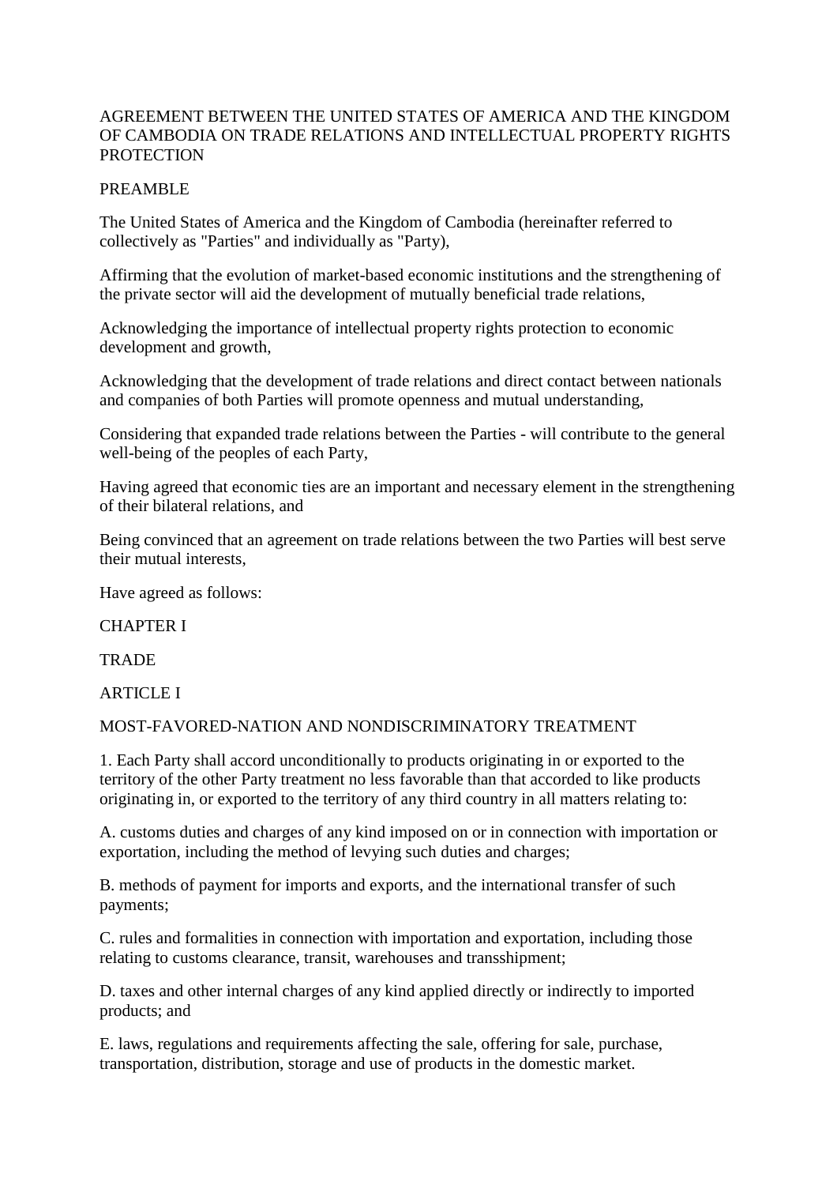# AGREEMENT BETWEEN THE UNITED STATES OF AMERICA AND THE KINGDOM OF CAMBODIA ON TRADE RELATIONS AND INTELLECTUAL PROPERTY RIGHTS PROTECTION

## PREAMBLE

The United States of America and the Kingdom of Cambodia (hereinafter referred to collectively as "Parties" and individually as "Party),

Affirming that the evolution of market-based economic institutions and the strengthening of the private sector will aid the development of mutually beneficial trade relations,

Acknowledging the importance of intellectual property rights protection to economic development and growth,

Acknowledging that the development of trade relations and direct contact between nationals and companies of both Parties will promote openness and mutual understanding,

Considering that expanded trade relations between the Parties - will contribute to the general well-being of the peoples of each Party,

Having agreed that economic ties are an important and necessary element in the strengthening of their bilateral relations, and

Being convinced that an agreement on trade relations between the two Parties will best serve their mutual interests,

Have agreed as follows:

## CHAPTER I

## TRADE

### ARTICLE I

### MOST-FAVORED-NATION AND NONDISCRIMINATORY TREATMENT

1. Each Party shall accord unconditionally to products originating in or exported to the territory of the other Party treatment no less favorable than that accorded to like products originating in, or exported to the territory of any third country in all matters relating to:

A. customs duties and charges of any kind imposed on or in connection with importation or exportation, including the method of levying such duties and charges;

B. methods of payment for imports and exports, and the international transfer of such payments;

C. rules and formalities in connection with importation and exportation, including those relating to customs clearance, transit, warehouses and transshipment;

D. taxes and other internal charges of any kind applied directly or indirectly to imported products; and

E. laws, regulations and requirements affecting the sale, offering for sale, purchase, transportation, distribution, storage and use of products in the domestic market.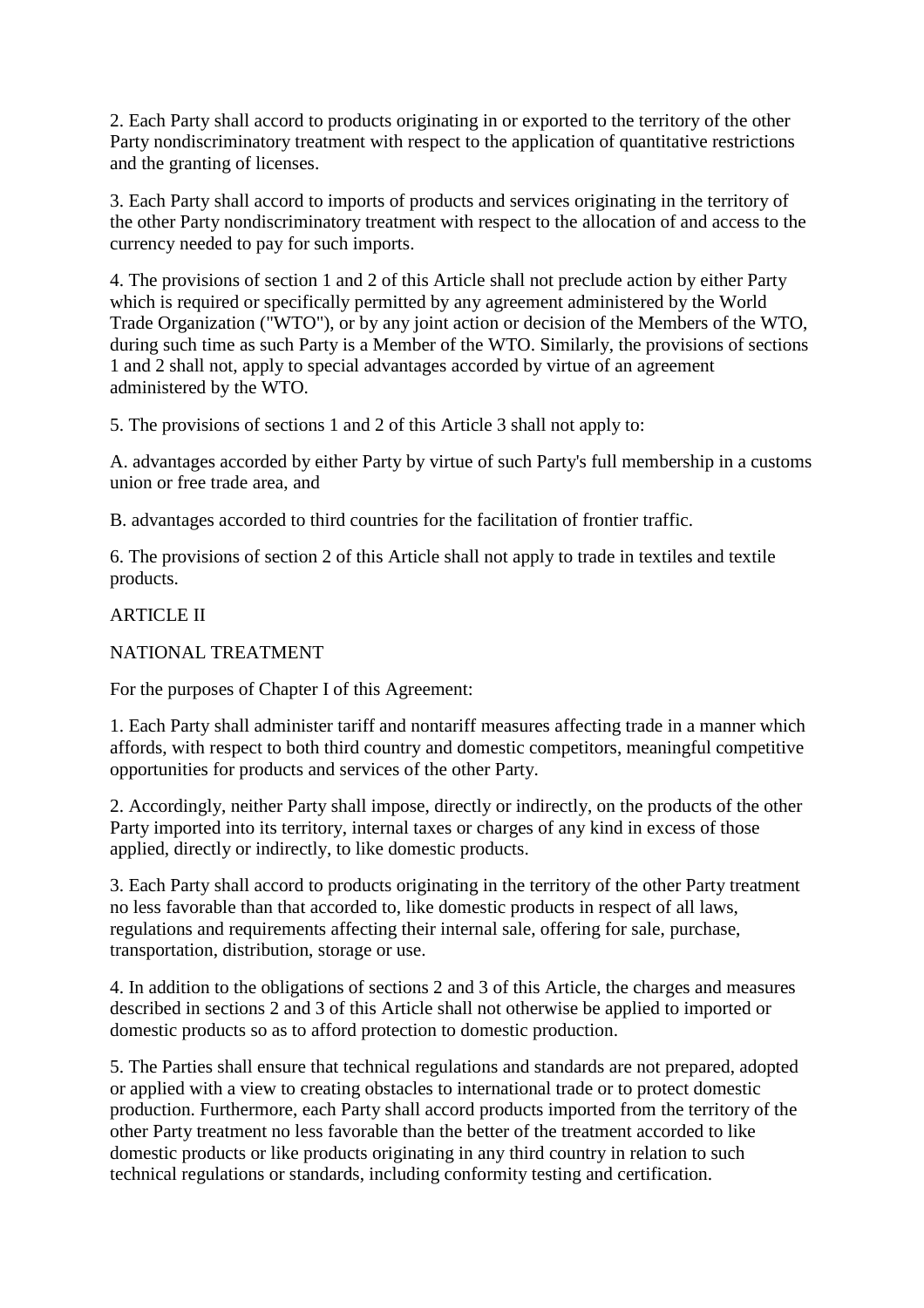2. Each Party shall accord to products originating in or exported to the territory of the other Party nondiscriminatory treatment with respect to the application of quantitative restrictions and the granting of licenses.

3. Each Party shall accord to imports of products and services originating in the territory of the other Party nondiscriminatory treatment with respect to the allocation of and access to the currency needed to pay for such imports.

4. The provisions of section 1 and 2 of this Article shall not preclude action by either Party which is required or specifically permitted by any agreement administered by the World Trade Organization ("WTO"), or by any joint action or decision of the Members of the WTO, during such time as such Party is a Member of the WTO. Similarly, the provisions of sections 1 and 2 shall not, apply to special advantages accorded by virtue of an agreement administered by the WTO.

5. The provisions of sections 1 and 2 of this Article 3 shall not apply to:

A. advantages accorded by either Party by virtue of such Party's full membership in a customs union or free trade area, and

B. advantages accorded to third countries for the facilitation of frontier traffic.

6. The provisions of section 2 of this Article shall not apply to trade in textiles and textile products.

ARTICLE II

NATIONAL TREATMENT

For the purposes of Chapter I of this Agreement:

1. Each Party shall administer tariff and nontariff measures affecting trade in a manner which affords, with respect to both third country and domestic competitors, meaningful competitive opportunities for products and services of the other Party.

2. Accordingly, neither Party shall impose, directly or indirectly, on the products of the other Party imported into its territory, internal taxes or charges of any kind in excess of those applied, directly or indirectly, to like domestic products.

3. Each Party shall accord to products originating in the territory of the other Party treatment no less favorable than that accorded to, like domestic products in respect of all laws, regulations and requirements affecting their internal sale, offering for sale, purchase, transportation, distribution, storage or use.

4. In addition to the obligations of sections 2 and 3 of this Article, the charges and measures described in sections 2 and 3 of this Article shall not otherwise be applied to imported or domestic products so as to afford protection to domestic production.

5. The Parties shall ensure that technical regulations and standards are not prepared, adopted or applied with a view to creating obstacles to international trade or to protect domestic production. Furthermore, each Party shall accord products imported from the territory of the other Party treatment no less favorable than the better of the treatment accorded to like domestic products or like products originating in any third country in relation to such technical regulations or standards, including conformity testing and certification.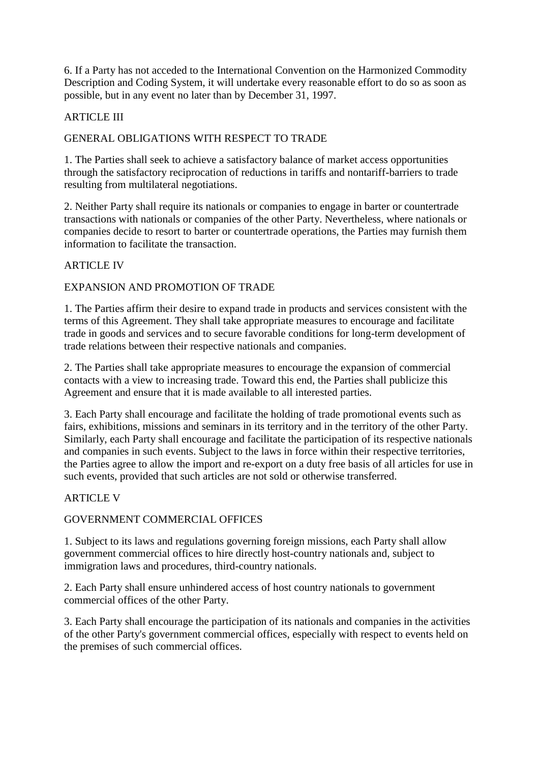6. If a Party has not acceded to the International Convention on the Harmonized Commodity Description and Coding System, it will undertake every reasonable effort to do so as soon as possible, but in any event no later than by December 31, 1997.

## ARTICLE III

## GENERAL OBLIGATIONS WITH RESPECT TO TRADE

1. The Parties shall seek to achieve a satisfactory balance of market access opportunities through the satisfactory reciprocation of reductions in tariffs and nontariff-barriers to trade resulting from multilateral negotiations.

2. Neither Party shall require its nationals or companies to engage in barter or countertrade transactions with nationals or companies of the other Party. Nevertheless, where nationals or companies decide to resort to barter or countertrade operations, the Parties may furnish them information to facilitate the transaction.

## ARTICLE IV

## EXPANSION AND PROMOTION OF TRADE

1. The Parties affirm their desire to expand trade in products and services consistent with the terms of this Agreement. They shall take appropriate measures to encourage and facilitate trade in goods and services and to secure favorable conditions for long-term development of trade relations between their respective nationals and companies.

2. The Parties shall take appropriate measures to encourage the expansion of commercial contacts with a view to increasing trade. Toward this end, the Parties shall publicize this Agreement and ensure that it is made available to all interested parties.

3. Each Party shall encourage and facilitate the holding of trade promotional events such as fairs, exhibitions, missions and seminars in its territory and in the territory of the other Party. Similarly, each Party shall encourage and facilitate the participation of its respective nationals and companies in such events. Subject to the laws in force within their respective territories, the Parties agree to allow the import and re-export on a duty free basis of all articles for use in such events, provided that such articles are not sold or otherwise transferred.

## ARTICLE V

## GOVERNMENT COMMERCIAL OFFICES

1. Subject to its laws and regulations governing foreign missions, each Party shall allow government commercial offices to hire directly host-country nationals and, subject to immigration laws and procedures, third-country nationals.

2. Each Party shall ensure unhindered access of host country nationals to government commercial offices of the other Party.

3. Each Party shall encourage the participation of its nationals and companies in the activities of the other Party's government commercial offices, especially with respect to events held on the premises of such commercial offices.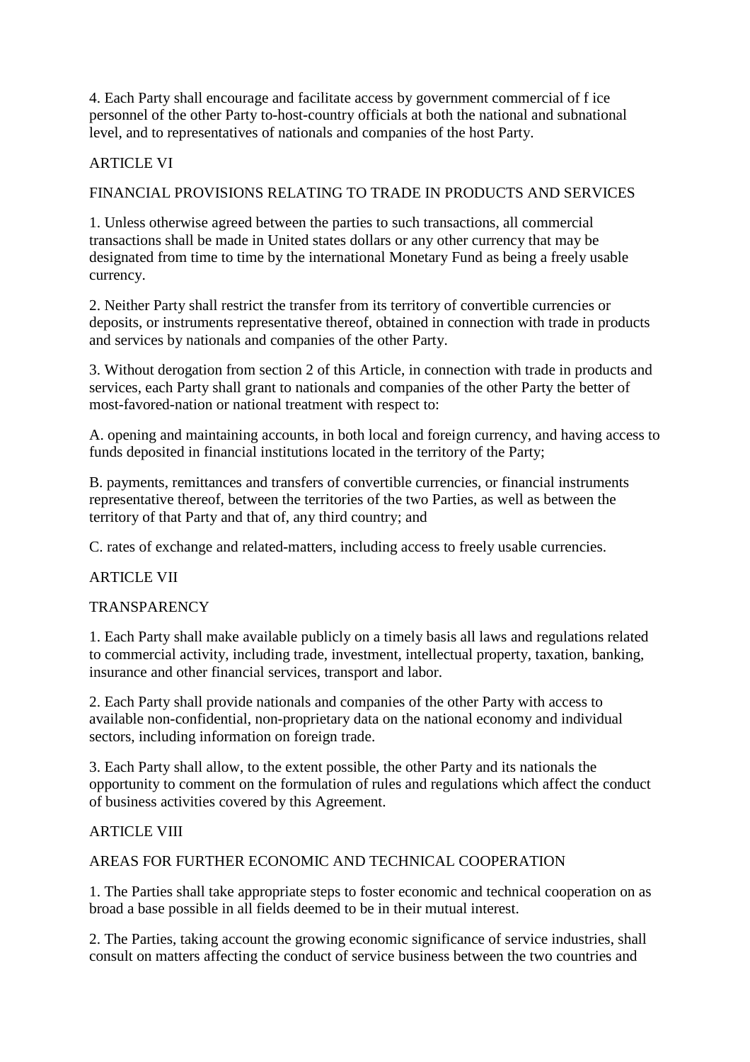4. Each Party shall encourage and facilitate access by government commercial of f ice personnel of the other Party to-host-country officials at both the national and subnational level, and to representatives of nationals and companies of the host Party.

## ARTICLE VI

## FINANCIAL PROVISIONS RELATING TO TRADE IN PRODUCTS AND SERVICES

1. Unless otherwise agreed between the parties to such transactions, all commercial transactions shall be made in United states dollars or any other currency that may be designated from time to time by the international Monetary Fund as being a freely usable currency.

2. Neither Party shall restrict the transfer from its territory of convertible currencies or deposits, or instruments representative thereof, obtained in connection with trade in products and services by nationals and companies of the other Party.

3. Without derogation from section 2 of this Article, in connection with trade in products and services, each Party shall grant to nationals and companies of the other Party the better of most-favored-nation or national treatment with respect to:

A. opening and maintaining accounts, in both local and foreign currency, and having access to funds deposited in financial institutions located in the territory of the Party;

B. payments, remittances and transfers of convertible currencies, or financial instruments representative thereof, between the territories of the two Parties, as well as between the territory of that Party and that of, any third country; and

C. rates of exchange and related-matters, including access to freely usable currencies.

## ARTICLE VII

## TRANSPARENCY

1. Each Party shall make available publicly on a timely basis all laws and regulations related to commercial activity, including trade, investment, intellectual property, taxation, banking, insurance and other financial services, transport and labor.

2. Each Party shall provide nationals and companies of the other Party with access to available non-confidential, non-proprietary data on the national economy and individual sectors, including information on foreign trade.

3. Each Party shall allow, to the extent possible, the other Party and its nationals the opportunity to comment on the formulation of rules and regulations which affect the conduct of business activities covered by this Agreement.

## ARTICLE VIII

## AREAS FOR FURTHER ECONOMIC AND TECHNICAL COOPERATION

1. The Parties shall take appropriate steps to foster economic and technical cooperation on as broad a base possible in all fields deemed to be in their mutual interest.

2. The Parties, taking account the growing economic significance of service industries, shall consult on matters affecting the conduct of service business between the two countries and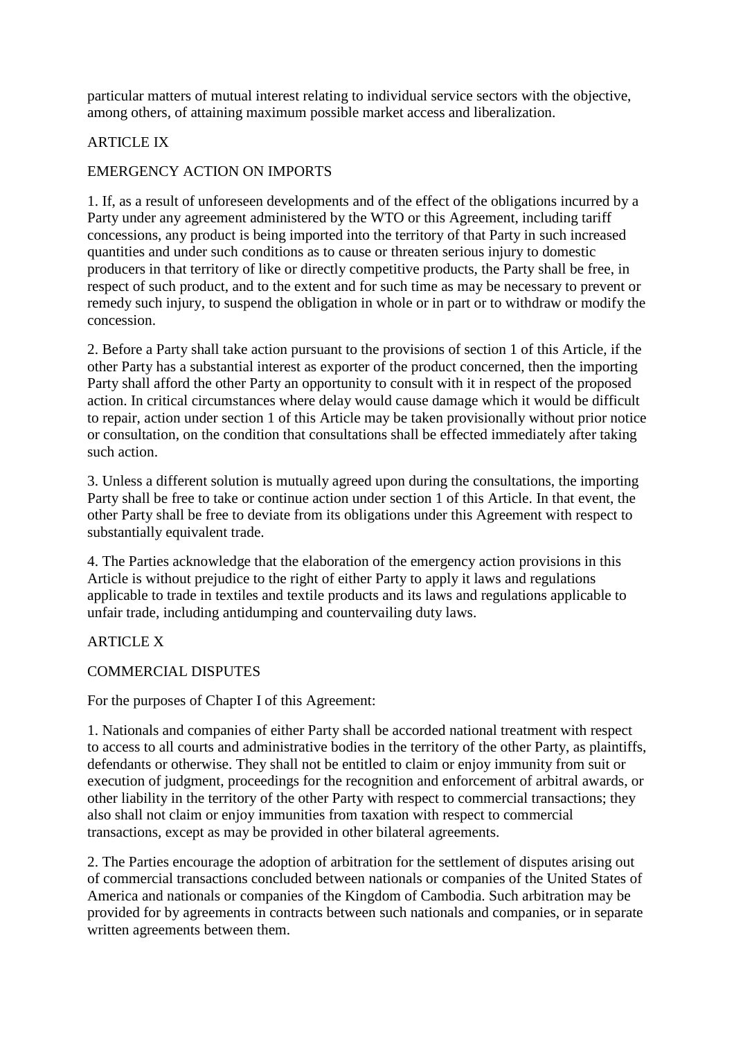particular matters of mutual interest relating to individual service sectors with the objective, among others, of attaining maximum possible market access and liberalization.

## ARTICLE IX

## EMERGENCY ACTION ON IMPORTS

1. If, as a result of unforeseen developments and of the effect of the obligations incurred by a Party under any agreement administered by the WTO or this Agreement, including tariff concessions, any product is being imported into the territory of that Party in such increased quantities and under such conditions as to cause or threaten serious injury to domestic producers in that territory of like or directly competitive products, the Party shall be free, in respect of such product, and to the extent and for such time as may be necessary to prevent or remedy such injury, to suspend the obligation in whole or in part or to withdraw or modify the concession.

2. Before a Party shall take action pursuant to the provisions of section 1 of this Article, if the other Party has a substantial interest as exporter of the product concerned, then the importing Party shall afford the other Party an opportunity to consult with it in respect of the proposed action. In critical circumstances where delay would cause damage which it would be difficult to repair, action under section 1 of this Article may be taken provisionally without prior notice or consultation, on the condition that consultations shall be effected immediately after taking such action.

3. Unless a different solution is mutually agreed upon during the consultations, the importing Party shall be free to take or continue action under section 1 of this Article. In that event, the other Party shall be free to deviate from its obligations under this Agreement with respect to substantially equivalent trade.

4. The Parties acknowledge that the elaboration of the emergency action provisions in this Article is without prejudice to the right of either Party to apply it laws and regulations applicable to trade in textiles and textile products and its laws and regulations applicable to unfair trade, including antidumping and countervailing duty laws.

## ARTICLE X

## COMMERCIAL DISPUTES

For the purposes of Chapter I of this Agreement:

1. Nationals and companies of either Party shall be accorded national treatment with respect to access to all courts and administrative bodies in the territory of the other Party, as plaintiffs, defendants or otherwise. They shall not be entitled to claim or enjoy immunity from suit or execution of judgment, proceedings for the recognition and enforcement of arbitral awards, or other liability in the territory of the other Party with respect to commercial transactions; they also shall not claim or enjoy immunities from taxation with respect to commercial transactions, except as may be provided in other bilateral agreements.

2. The Parties encourage the adoption of arbitration for the settlement of disputes arising out of commercial transactions concluded between nationals or companies of the United States of America and nationals or companies of the Kingdom of Cambodia. Such arbitration may be provided for by agreements in contracts between such nationals and companies, or in separate written agreements between them.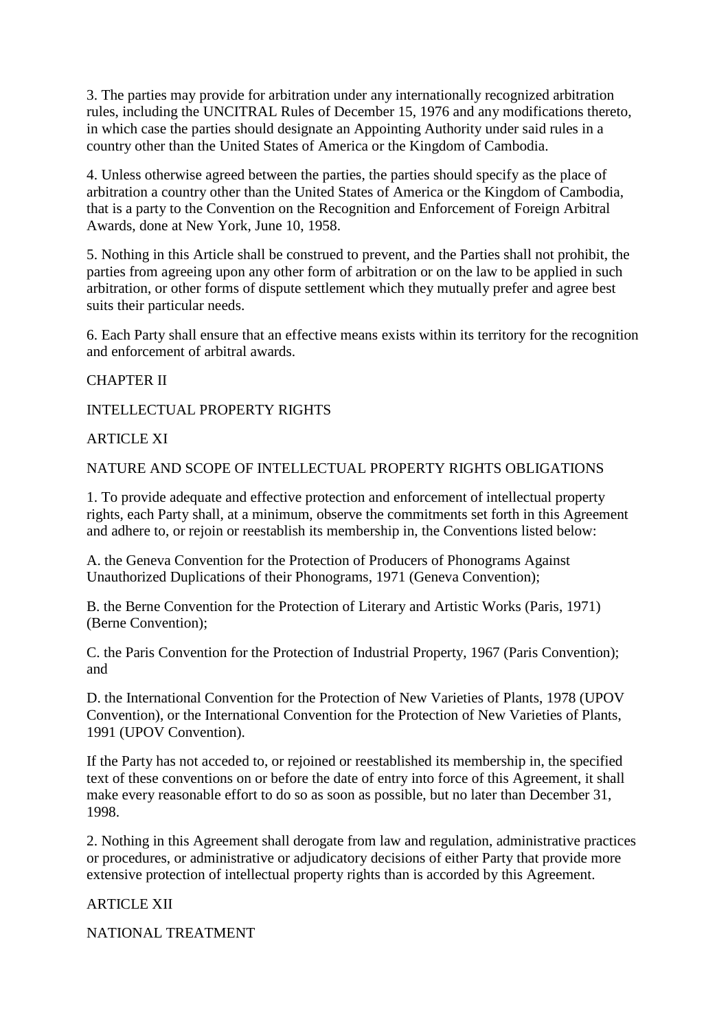3. The parties may provide for arbitration under any internationally recognized arbitration rules, including the UNCITRAL Rules of December 15, 1976 and any modifications thereto, in which case the parties should designate an Appointing Authority under said rules in a country other than the United States of America or the Kingdom of Cambodia.

4. Unless otherwise agreed between the parties, the parties should specify as the place of arbitration a country other than the United States of America or the Kingdom of Cambodia, that is a party to the Convention on the Recognition and Enforcement of Foreign Arbitral Awards, done at New York, June 10, 1958.

5. Nothing in this Article shall be construed to prevent, and the Parties shall not prohibit, the parties from agreeing upon any other form of arbitration or on the law to be applied in such arbitration, or other forms of dispute settlement which they mutually prefer and agree best suits their particular needs.

6. Each Party shall ensure that an effective means exists within its territory for the recognition and enforcement of arbitral awards.

## CHAPTER II

## INTELLECTUAL PROPERTY RIGHTS

### ARTICLE XI

### NATURE AND SCOPE OF INTELLECTUAL PROPERTY RIGHTS OBLIGATIONS

1. To provide adequate and effective protection and enforcement of intellectual property rights, each Party shall, at a minimum, observe the commitments set forth in this Agreement and adhere to, or rejoin or reestablish its membership in, the Conventions listed below:

A. the Geneva Convention for the Protection of Producers of Phonograms Against Unauthorized Duplications of their Phonograms, 1971 (Geneva Convention);

B. the Berne Convention for the Protection of Literary and Artistic Works (Paris, 1971) (Berne Convention);

C. the Paris Convention for the Protection of Industrial Property, 1967 (Paris Convention); and

D. the International Convention for the Protection of New Varieties of Plants, 1978 (UPOV Convention), or the International Convention for the Protection of New Varieties of Plants, 1991 (UPOV Convention).

If the Party has not acceded to, or rejoined or reestablished its membership in, the specified text of these conventions on or before the date of entry into force of this Agreement, it shall make every reasonable effort to do so as soon as possible, but no later than December 31, 1998.

2. Nothing in this Agreement shall derogate from law and regulation, administrative practices or procedures, or administrative or adjudicatory decisions of either Party that provide more extensive protection of intellectual property rights than is accorded by this Agreement.

### ARTICLE XII

### NATIONAL TREATMENT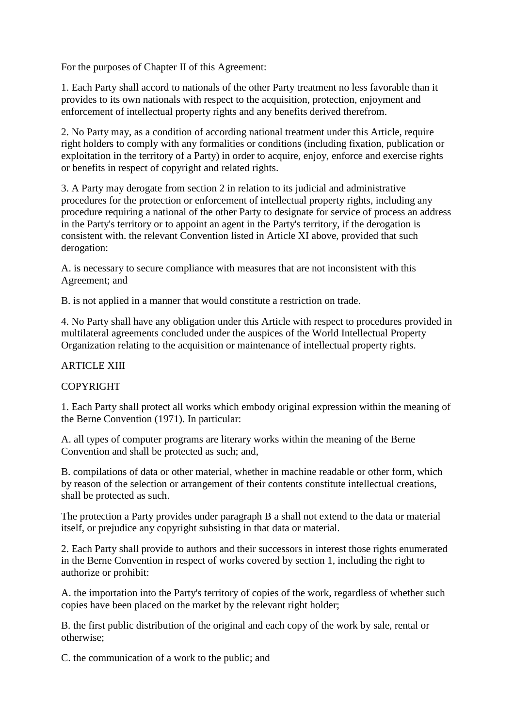For the purposes of Chapter II of this Agreement:

1. Each Party shall accord to nationals of the other Party treatment no less favorable than it provides to its own nationals with respect to the acquisition, protection, enjoyment and enforcement of intellectual property rights and any benefits derived therefrom.

2. No Party may, as a condition of according national treatment under this Article, require right holders to comply with any formalities or conditions (including fixation, publication or exploitation in the territory of a Party) in order to acquire, enjoy, enforce and exercise rights or benefits in respect of copyright and related rights.

3. A Party may derogate from section 2 in relation to its judicial and administrative procedures for the protection or enforcement of intellectual property rights, including any procedure requiring a national of the other Party to designate for service of process an address in the Party's territory or to appoint an agent in the Party's territory, if the derogation is consistent with. the relevant Convention listed in Article XI above, provided that such derogation:

A. is necessary to secure compliance with measures that are not inconsistent with this Agreement; and

B. is not applied in a manner that would constitute a restriction on trade.

4. No Party shall have any obligation under this Article with respect to procedures provided in multilateral agreements concluded under the auspices of the World Intellectual Property Organization relating to the acquisition or maintenance of intellectual property rights.

ARTICLE XIII

COPYRIGHT

1. Each Party shall protect all works which embody original expression within the meaning of the Berne Convention (1971). In particular:

A. all types of computer programs are literary works within the meaning of the Berne Convention and shall be protected as such; and,

B. compilations of data or other material, whether in machine readable or other form, which by reason of the selection or arrangement of their contents constitute intellectual creations, shall be protected as such.

The protection a Party provides under paragraph B a shall not extend to the data or material itself, or prejudice any copyright subsisting in that data or material.

2. Each Party shall provide to authors and their successors in interest those rights enumerated in the Berne Convention in respect of works covered by section 1, including the right to authorize or prohibit:

A. the importation into the Party's territory of copies of the work, regardless of whether such copies have been placed on the market by the relevant right holder;

B. the first public distribution of the original and each copy of the work by sale, rental or otherwise;

C. the communication of a work to the public; and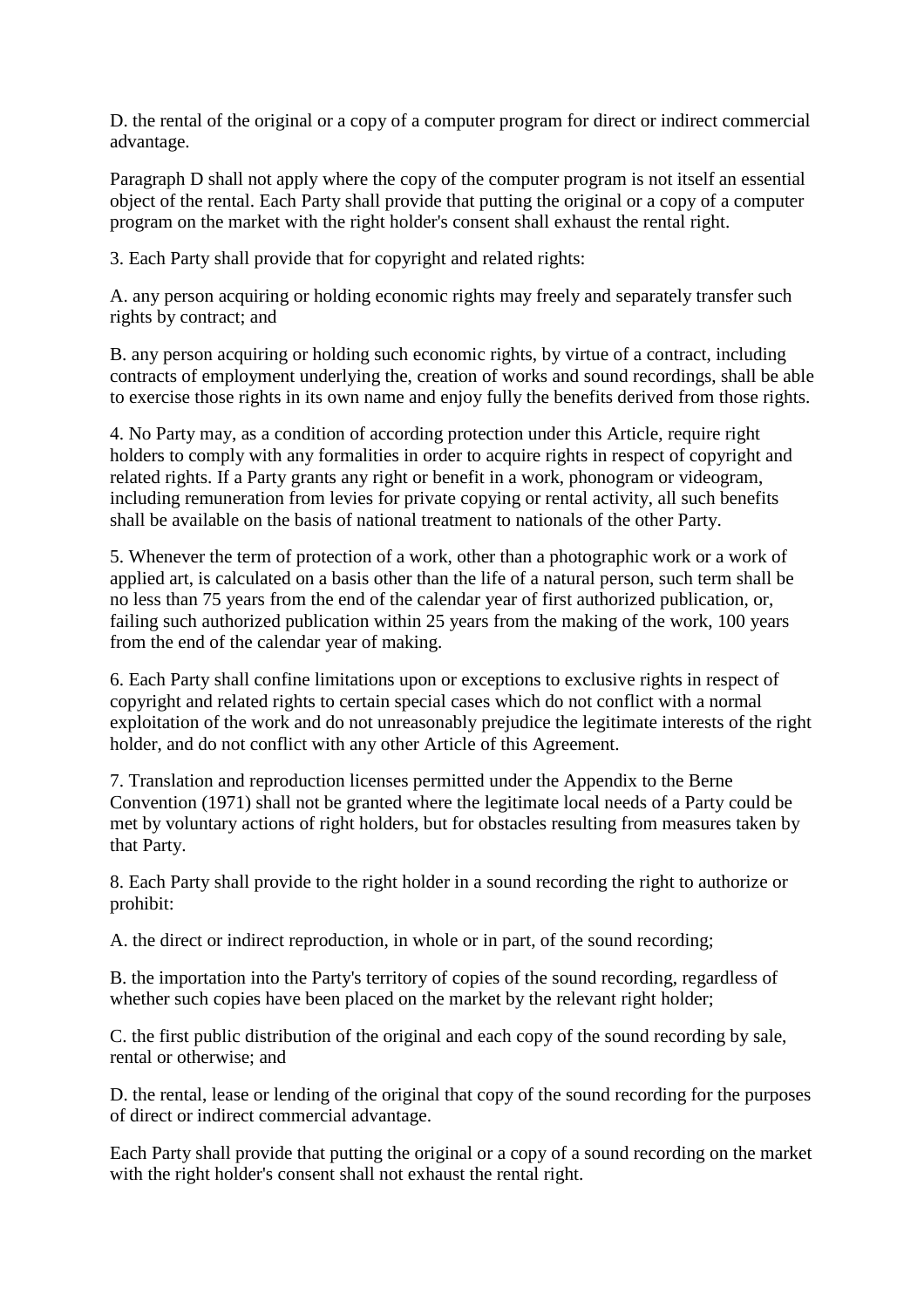D. the rental of the original or a copy of a computer program for direct or indirect commercial advantage.

Paragraph D shall not apply where the copy of the computer program is not itself an essential object of the rental. Each Party shall provide that putting the original or a copy of a computer program on the market with the right holder's consent shall exhaust the rental right.

3. Each Party shall provide that for copyright and related rights:

A. any person acquiring or holding economic rights may freely and separately transfer such rights by contract; and

B. any person acquiring or holding such economic rights, by virtue of a contract, including contracts of employment underlying the, creation of works and sound recordings, shall be able to exercise those rights in its own name and enjoy fully the benefits derived from those rights.

4. No Party may, as a condition of according protection under this Article, require right holders to comply with any formalities in order to acquire rights in respect of copyright and related rights. If a Party grants any right or benefit in a work, phonogram or videogram, including remuneration from levies for private copying or rental activity, all such benefits shall be available on the basis of national treatment to nationals of the other Party.

5. Whenever the term of protection of a work, other than a photographic work or a work of applied art, is calculated on a basis other than the life of a natural person, such term shall be no less than 75 years from the end of the calendar year of first authorized publication, or, failing such authorized publication within 25 years from the making of the work, 100 years from the end of the calendar year of making.

6. Each Party shall confine limitations upon or exceptions to exclusive rights in respect of copyright and related rights to certain special cases which do not conflict with a normal exploitation of the work and do not unreasonably prejudice the legitimate interests of the right holder, and do not conflict with any other Article of this Agreement.

7. Translation and reproduction licenses permitted under the Appendix to the Berne Convention (1971) shall not be granted where the legitimate local needs of a Party could be met by voluntary actions of right holders, but for obstacles resulting from measures taken by that Party.

8. Each Party shall provide to the right holder in a sound recording the right to authorize or prohibit:

A. the direct or indirect reproduction, in whole or in part, of the sound recording;

B. the importation into the Party's territory of copies of the sound recording, regardless of whether such copies have been placed on the market by the relevant right holder;

C. the first public distribution of the original and each copy of the sound recording by sale, rental or otherwise; and

D. the rental, lease or lending of the original that copy of the sound recording for the purposes of direct or indirect commercial advantage.

Each Party shall provide that putting the original or a copy of a sound recording on the market with the right holder's consent shall not exhaust the rental right.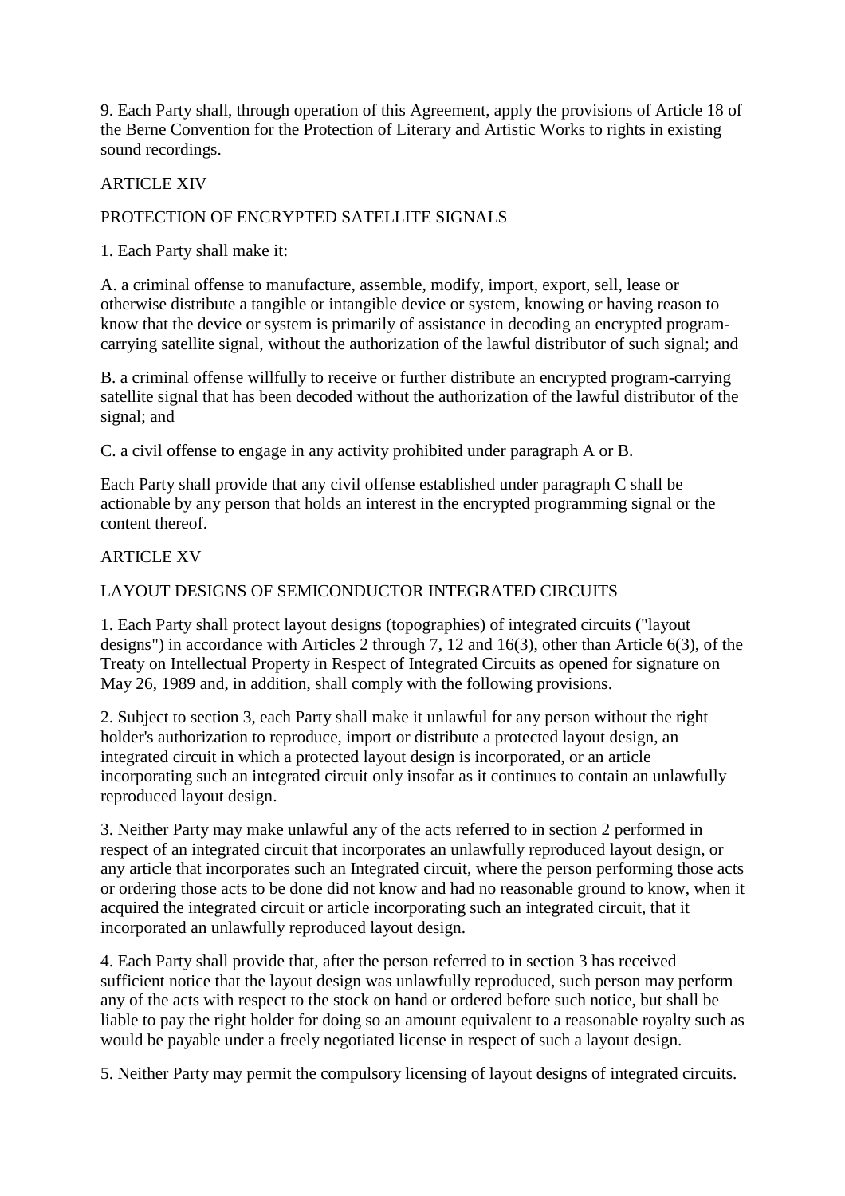9. Each Party shall, through operation of this Agreement, apply the provisions of Article 18 of the Berne Convention for the Protection of Literary and Artistic Works to rights in existing sound recordings.

## ARTICLE XIV

## PROTECTION OF ENCRYPTED SATELLITE SIGNALS

1. Each Party shall make it:

A. a criminal offense to manufacture, assemble, modify, import, export, sell, lease or otherwise distribute a tangible or intangible device or system, knowing or having reason to know that the device or system is primarily of assistance in decoding an encrypted program-carrying satellite signal, without the authorization of the lawful distributor of such signal; and

B. a criminal offense willfully to receive or further distribute an encrypted program-carrying satellite signal that has been decoded without the authorization of the lawful distributor of the signal; and

C. a civil offense to engage in any activity prohibited under paragraph A or B.

Each Party shall provide that any civil offense established under paragraph C shall be actionable by any person that holds an interest in the encrypted programming signal or the content thereof.

## ARTICLE XV

## LAYOUT DESIGNS OF SEMICONDUCTOR INTEGRATED CIRCUITS

1. Each Party shall protect layout designs (topographies) of integrated circuits ("layout designs") in accordance with Articles 2 through 7, 12 and 16(3), other than Article 6(3), of the Treaty on Intellectual Property in Respect of Integrated Circuits as opened for signature on May 26, 1989 and, in addition, shall comply with the following provisions.

2. Subject to section 3, each Party shall make it unlawful for any person without the right holder's authorization to reproduce, import or distribute a protected layout design, an integrated circuit in which a protected layout design is incorporated, or an article incorporating such an integrated circuit only insofar as it continues to contain an unlawfully reproduced layout design.

3. Neither Party may make unlawful any of the acts referred to in section 2 performed in respect of an integrated circuit that incorporates an unlawfully reproduced layout design, or any article that incorporates such an Integrated circuit, where the person performing those acts or ordering those acts to be done did not know and had no reasonable ground to know, when it acquired the integrated circuit or article incorporating such an integrated circuit, that it incorporated an unlawfully reproduced layout design.

4. Each Party shall provide that, after the person referred to in section 3 has received sufficient notice that the layout design was unlawfully reproduced, such person may perform any of the acts with respect to the stock on hand or ordered before such notice, but shall be liable to pay the right holder for doing so an amount equivalent to a reasonable royalty such as would be payable under a freely negotiated license in respect of such a layout design.

5. Neither Party may permit the compulsory licensing of layout designs of integrated circuits.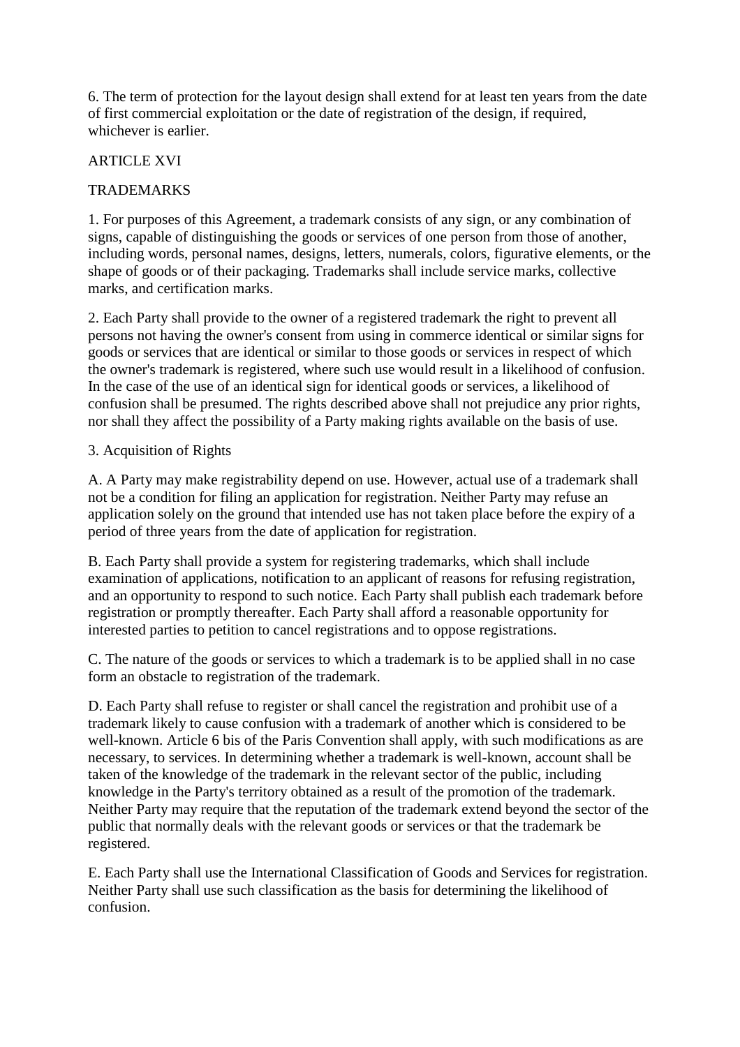6. The term of protection for the layout design shall extend for at least ten years from the date of first commercial exploitation or the date of registration of the design, if required, whichever is earlier.

## ARTICLE XVI

## TRADEMARKS

1. For purposes of this Agreement, a trademark consists of any sign, or any combination of signs, capable of distinguishing the goods or services of one person from those of another, including words, personal names, designs, letters, numerals, colors, figurative elements, or the shape of goods or of their packaging. Trademarks shall include service marks, collective marks, and certification marks.

2. Each Party shall provide to the owner of a registered trademark the right to prevent all persons not having the owner's consent from using in commerce identical or similar signs for goods or services that are identical or similar to those goods or services in respect of which the owner's trademark is registered, where such use would result in a likelihood of confusion. In the case of the use of an identical sign for identical goods or services, a likelihood of confusion shall be presumed. The rights described above shall not prejudice any prior rights, nor shall they affect the possibility of a Party making rights available on the basis of use.

3. Acquisition of Rights

A. A Party may make registrability depend on use. However, actual use of a trademark shall not be a condition for filing an application for registration. Neither Party may refuse an application solely on the ground that intended use has not taken place before the expiry of a period of three years from the date of application for registration.

B. Each Party shall provide a system for registering trademarks, which shall include examination of applications, notification to an applicant of reasons for refusing registration, and an opportunity to respond to such notice. Each Party shall publish each trademark before registration or promptly thereafter. Each Party shall afford a reasonable opportunity for interested parties to petition to cancel registrations and to oppose registrations.

C. The nature of the goods or services to which a trademark is to be applied shall in no case form an obstacle to registration of the trademark.

D. Each Party shall refuse to register or shall cancel the registration and prohibit use of a trademark likely to cause confusion with a trademark of another which is considered to be well-known. Article 6 bis of the Paris Convention shall apply, with such modifications as are necessary, to services. In determining whether a trademark is well-known, account shall be taken of the knowledge of the trademark in the relevant sector of the public, including knowledge in the Party's territory obtained as a result of the promotion of the trademark. Neither Party may require that the reputation of the trademark extend beyond the sector of the public that normally deals with the relevant goods or services or that the trademark be registered.

E. Each Party shall use the International Classification of Goods and Services for registration. Neither Party shall use such classification as the basis for determining the likelihood of confusion.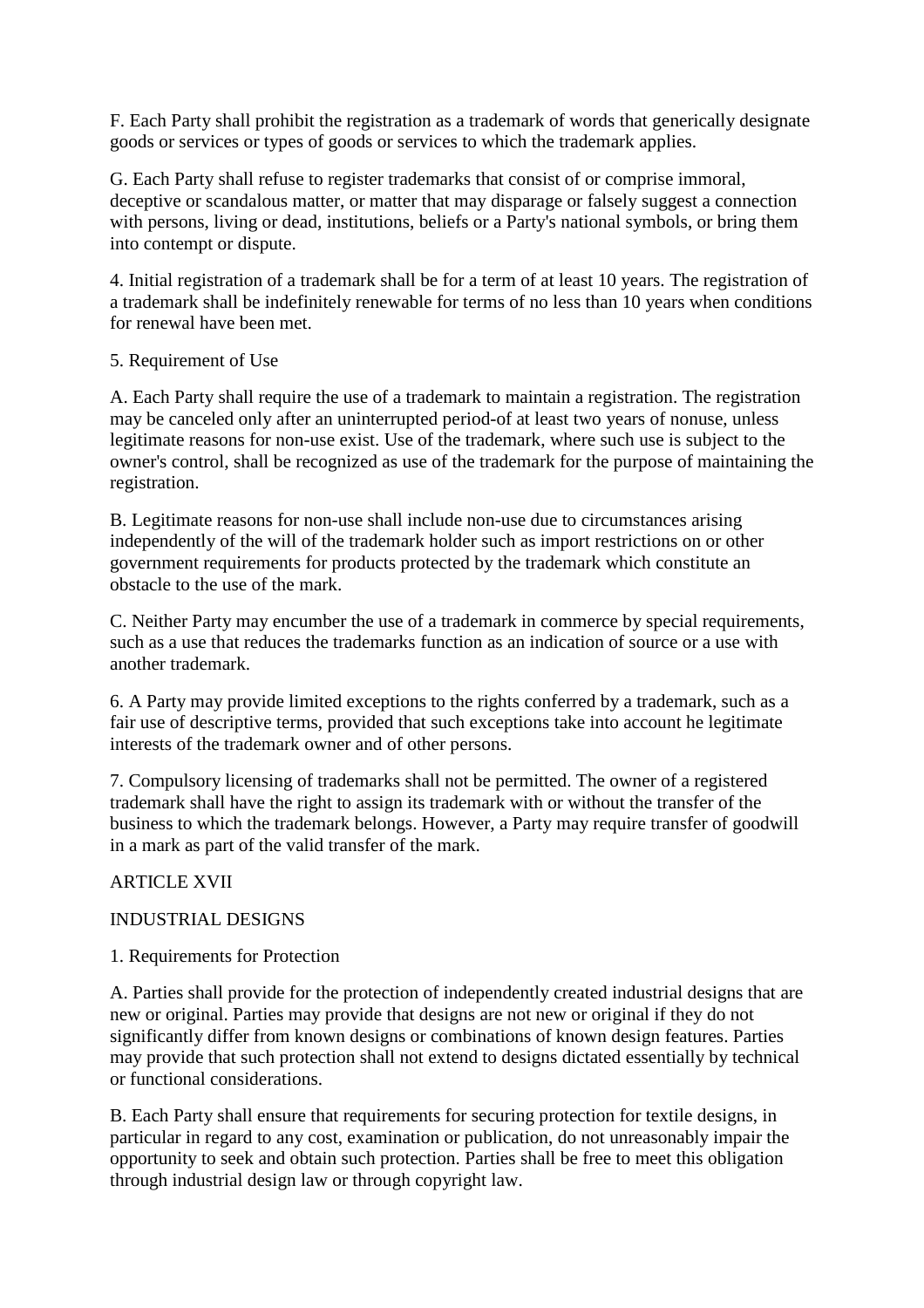F. Each Party shall prohibit the registration as a trademark of words that generically designate goods or services or types of goods or services to which the trademark applies.

G. Each Party shall refuse to register trademarks that consist of or comprise immoral, deceptive or scandalous matter, or matter that may disparage or falsely suggest a connection with persons, living or dead, institutions, beliefs or a Party's national symbols, or bring them into contempt or dispute.

4. Initial registration of a trademark shall be for a term of at least 10 years. The registration of a trademark shall be indefinitely renewable for terms of no less than 10 years when conditions for renewal have been met.

5. Requirement of Use

A. Each Party shall require the use of a trademark to maintain a registration. The registration may be canceled only after an uninterrupted period-of at least two years of nonuse, unless legitimate reasons for non-use exist. Use of the trademark, where such use is subject to the owner's control, shall be recognized as use of the trademark for the purpose of maintaining the registration.

B. Legitimate reasons for non-use shall include non-use due to circumstances arising independently of the will of the trademark holder such as import restrictions on or other government requirements for products protected by the trademark which constitute an obstacle to the use of the mark.

C. Neither Party may encumber the use of a trademark in commerce by special requirements, such as a use that reduces the trademarks function as an indication of source or a use with another trademark.

6. A Party may provide limited exceptions to the rights conferred by a trademark, such as a fair use of descriptive terms, provided that such exceptions take into account he legitimate interests of the trademark owner and of other persons.

7. Compulsory licensing of trademarks shall not be permitted. The owner of a registered trademark shall have the right to assign its trademark with or without the transfer of the business to which the trademark belongs. However, a Party may require transfer of goodwill in a mark as part of the valid transfer of the mark.

ARTICLE XVII

INDUSTRIAL DESIGNS

1. Requirements for Protection

A. Parties shall provide for the protection of independently created industrial designs that are new or original. Parties may provide that designs are not new or original if they do not significantly differ from known designs or combinations of known design features. Parties may provide that such protection shall not extend to designs dictated essentially by technical or functional considerations.

B. Each Party shall ensure that requirements for securing protection for textile designs, in particular in regard to any cost, examination or publication, do not unreasonably impair the opportunity to seek and obtain such protection. Parties shall be free to meet this obligation through industrial design law or through copyright law.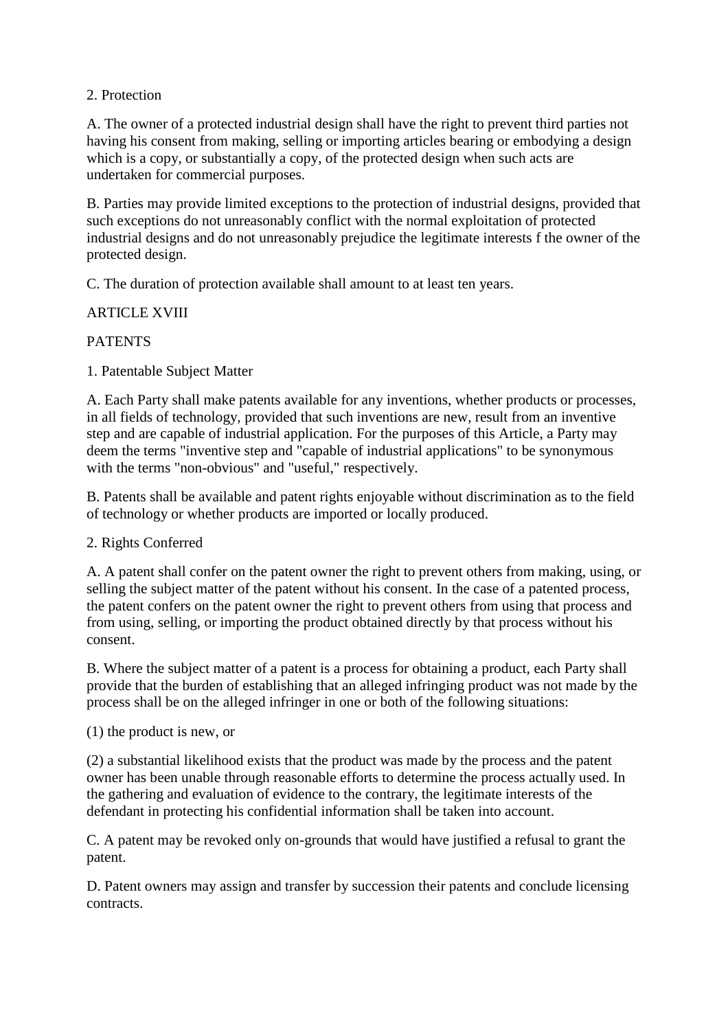2. Protection

A. The owner of a protected industrial design shall have the right to prevent third parties not having his consent from making, selling or importing articles bearing or embodying a design which is a copy, or substantially a copy, of the protected design when such acts are undertaken for commercial purposes.

B. Parties may provide limited exceptions to the protection of industrial designs, provided that such exceptions do not unreasonably conflict with the normal exploitation of protected industrial designs and do not unreasonably prejudice the legitimate interests f the owner of the protected design.

C. The duration of protection available shall amount to at least ten years.

## ARTICLE XVIII

## PATENTS

1. Patentable Subject Matter

A. Each Party shall make patents available for any inventions, whether products or processes, in all fields of technology, provided that such inventions are new, result from an inventive step and are capable of industrial application. For the purposes of this Article, a Party may deem the terms "inventive step and "capable of industrial applications" to be synonymous with the terms "non-obvious" and "useful," respectively.

B. Patents shall be available and patent rights enjoyable without discrimination as to the field of technology or whether products are imported or locally produced.

2. Rights Conferred

A. A patent shall confer on the patent owner the right to prevent others from making, using, or selling the subject matter of the patent without his consent. In the case of a patented process, the patent confers on the patent owner the right to prevent others from using that process and from using, selling, or importing the product obtained directly by that process without his consent.

B. Where the subject matter of a patent is a process for obtaining a product, each Party shall provide that the burden of establishing that an alleged infringing product was not made by the process shall be on the alleged infringer in one or both of the following situations:

(1) the product is new, or

(2) a substantial likelihood exists that the product was made by the process and the patent owner has been unable through reasonable efforts to determine the process actually used. In the gathering and evaluation of evidence to the contrary, the legitimate interests of the defendant in protecting his confidential information shall be taken into account.

C. A patent may be revoked only on-grounds that would have justified a refusal to grant the patent.

D. Patent owners may assign and transfer by succession their patents and conclude licensing contracts.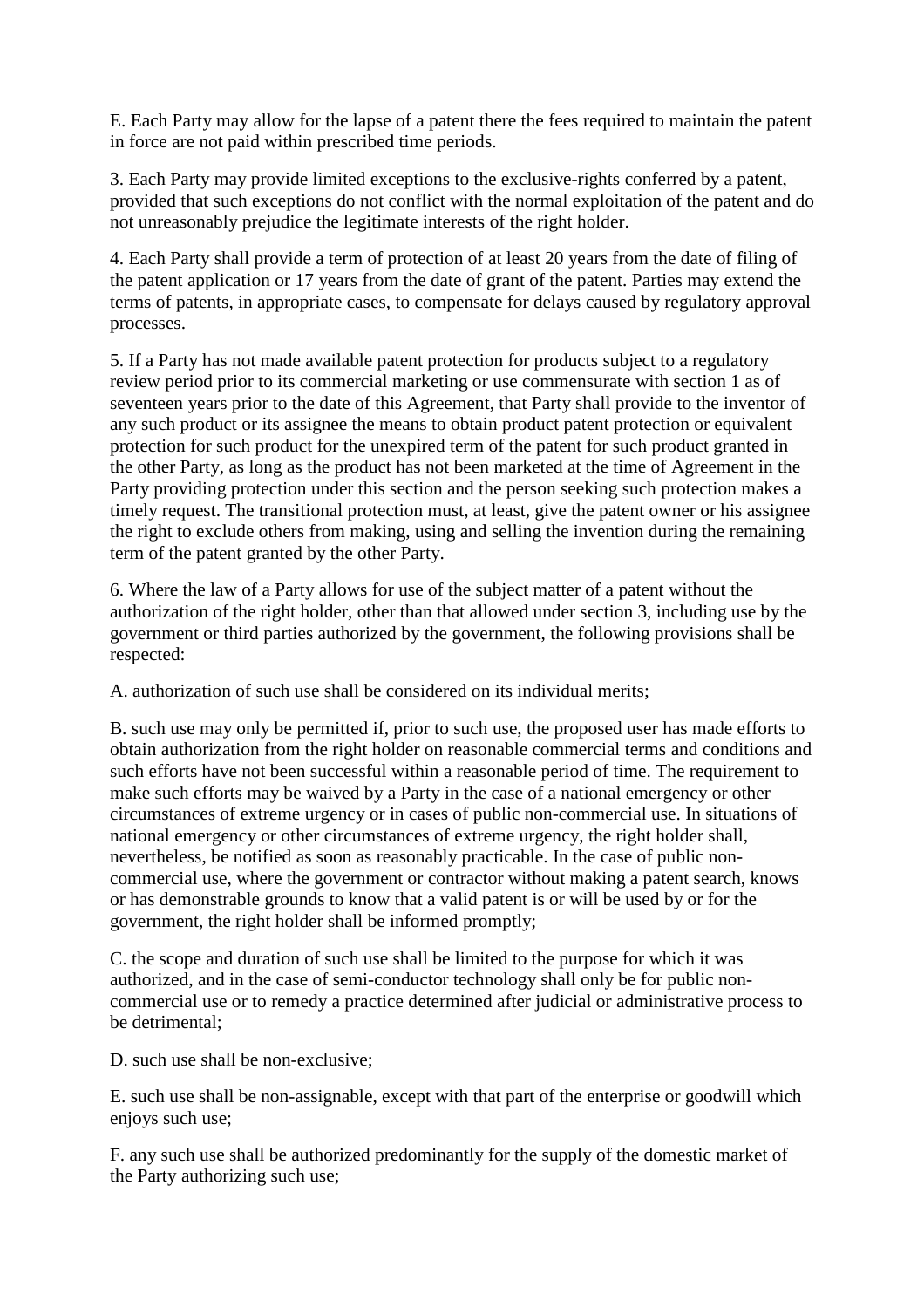E. Each Party may allow for the lapse of a patent there the fees required to maintain the patent in force are not paid within prescribed time periods.

3. Each Party may provide limited exceptions to the exclusive-rights conferred by a patent, provided that such exceptions do not conflict with the normal exploitation of the patent and do not unreasonably prejudice the legitimate interests of the right holder.

4. Each Party shall provide a term of protection of at least 20 years from the date of filing of the patent application or 17 years from the date of grant of the patent. Parties may extend the terms of patents, in appropriate cases, to compensate for delays caused by regulatory approval processes.

5. If a Party has not made available patent protection for products subject to a regulatory review period prior to its commercial marketing or use commensurate with section 1 as of seventeen years prior to the date of this Agreement, that Party shall provide to the inventor of any such product or its assignee the means to obtain product patent protection or equivalent protection for such product for the unexpired term of the patent for such product granted in the other Party, as long as the product has not been marketed at the time of Agreement in the Party providing protection under this section and the person seeking such protection makes a timely request. The transitional protection must, at least, give the patent owner or his assignee the right to exclude others from making, using and selling the invention during the remaining term of the patent granted by the other Party.

6. Where the law of a Party allows for use of the subject matter of a patent without the authorization of the right holder, other than that allowed under section 3, including use by the government or third parties authorized by the government, the following provisions shall be respected:

A. authorization of such use shall be considered on its individual merits;

B. such use may only be permitted if, prior to such use, the proposed user has made efforts to obtain authorization from the right holder on reasonable commercial terms and conditions and such efforts have not been successful within a reasonable period of time. The requirement to make such efforts may be waived by a Party in the case of a national emergency or other circumstances of extreme urgency or in cases of public non-commercial use. In situations of national emergency or other circumstances of extreme urgency, the right holder shall, nevertheless, be notified as soon as reasonably practicable. In the case of public non-commercial use, where the government or contractor without making a patent search, knows or has demonstrable grounds to know that a valid patent is or will be used by or for the government, the right holder shall be informed promptly;

C. the scope and duration of such use shall be limited to the purpose for which it was authorized, and in the case of semi-conductor technology shall only be for public non-commercial use or to remedy a practice determined after judicial or administrative process to be detrimental;

D. such use shall be non-exclusive;

E. such use shall be non-assignable, except with that part of the enterprise or goodwill which enjoys such use;

F. any such use shall be authorized predominantly for the supply of the domestic market of the Party authorizing such use;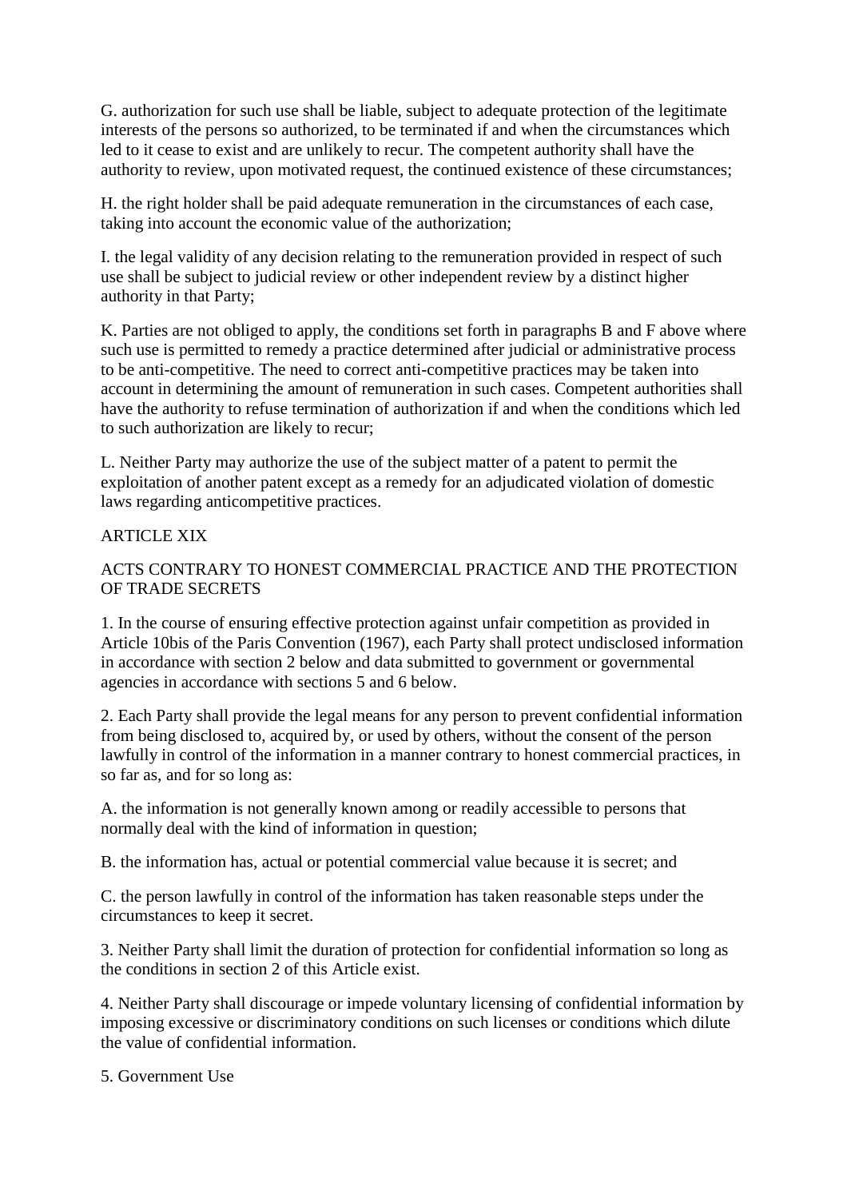G. authorization for such use shall be liable, subject to adequate protection of the legitimate interests of the persons so authorized, to be terminated if and when the circumstances which led to it cease to exist and are unlikely to recur. The competent authority shall have the authority to review, upon motivated request, the continued existence of these circumstances;

H. the right holder shall be paid adequate remuneration in the circumstances of each case, taking into account the economic value of the authorization;

I. the legal validity of any decision relating to the remuneration provided in respect of such use shall be subject to judicial review or other independent review by a distinct higher authority in that Party;

K. Parties are not obliged to apply, the conditions set forth in paragraphs B and F above where such use is permitted to remedy a practice determined after judicial or administrative process to be anti-competitive. The need to correct anti-competitive practices may be taken into account in determining the amount of remuneration in such cases. Competent authorities shall have the authority to refuse termination of authorization if and when the conditions which led to such authorization are likely to recur;

L. Neither Party may authorize the use of the subject matter of a patent to permit the exploitation of another patent except as a remedy for an adjudicated violation of domestic laws regarding anticompetitive practices.

## ARTICLE XIX

## ACTS CONTRARY TO HONEST COMMERCIAL PRACTICE AND THE PROTECTION OF TRADE SECRETS

1. In the course of ensuring effective protection against unfair competition as provided in Article 10bis of the Paris Convention (1967), each Party shall protect undisclosed information in accordance with section 2 below and data submitted to government or governmental agencies in accordance with sections 5 and 6 below.

2. Each Party shall provide the legal means for any person to prevent confidential information from being disclosed to, acquired by, or used by others, without the consent of the person lawfully in control of the information in a manner contrary to honest commercial practices, in so far as, and for so long as:

A. the information is not generally known among or readily accessible to persons that normally deal with the kind of information in question;

B. the information has, actual or potential commercial value because it is secret; and

C. the person lawfully in control of the information has taken reasonable steps under the circumstances to keep it secret.

3. Neither Party shall limit the duration of protection for confidential information so long as the conditions in section 2 of this Article exist.

4. Neither Party shall discourage or impede voluntary licensing of confidential information by imposing excessive or discriminatory conditions on such licenses or conditions which dilute the value of confidential information.

5. Government Use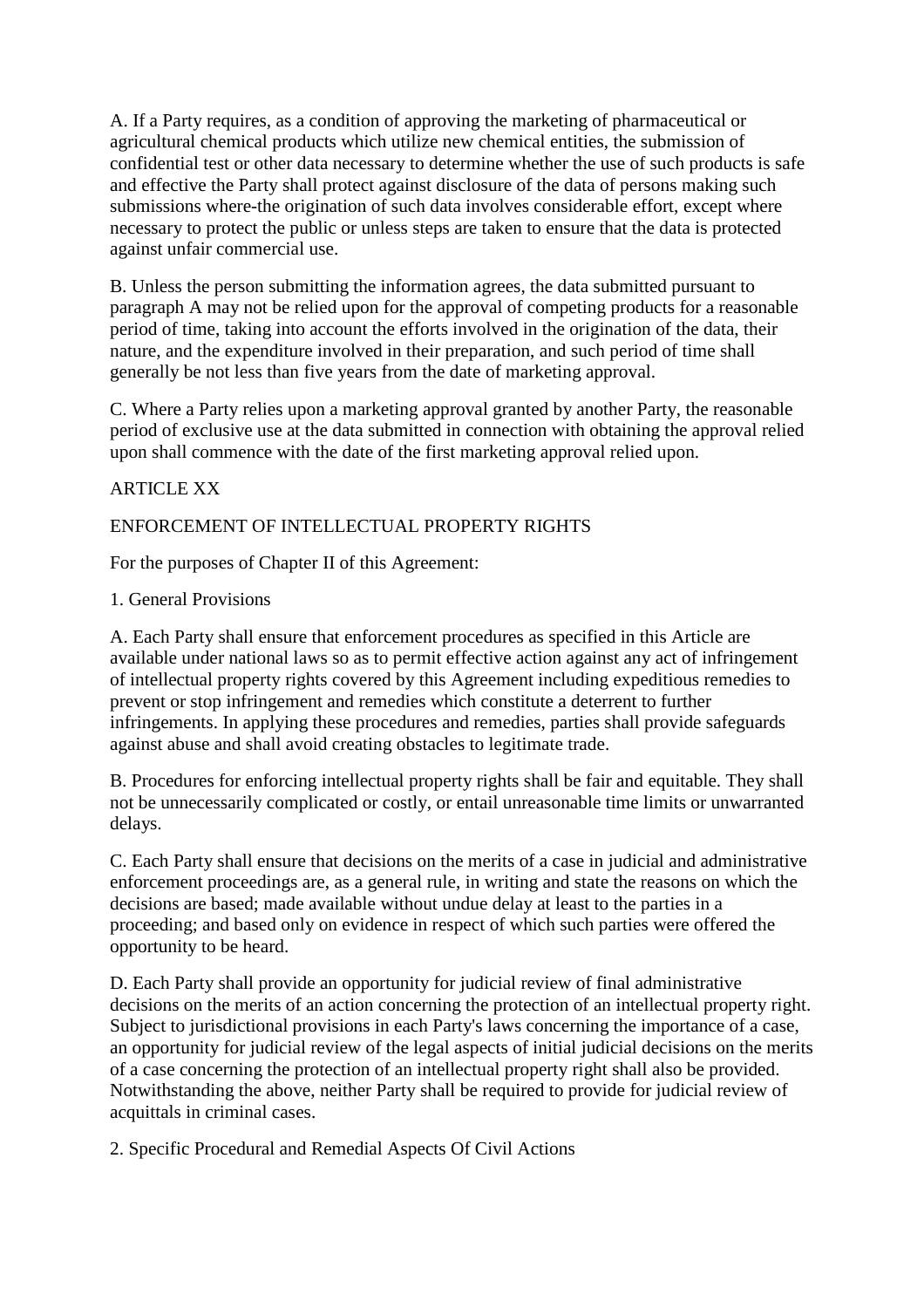A. If a Party requires, as a condition of approving the marketing of pharmaceutical or agricultural chemical products which utilize new chemical entities, the submission of confidential test or other data necessary to determine whether the use of such products is safe and effective the Party shall protect against disclosure of the data of persons making such submissions where-the origination of such data involves considerable effort, except where necessary to protect the public or unless steps are taken to ensure that the data is protected against unfair commercial use.

B. Unless the person submitting the information agrees, the data submitted pursuant to paragraph A may not be relied upon for the approval of competing products for a reasonable period of time, taking into account the efforts involved in the origination of the data, their nature, and the expenditure involved in their preparation, and such period of time shall generally be not less than five years from the date of marketing approval.

C. Where a Party relies upon a marketing approval granted by another Party, the reasonable period of exclusive use at the data submitted in connection with obtaining the approval relied upon shall commence with the date of the first marketing approval relied upon.

ARTICLE XX

ENFORCEMENT OF INTELLECTUAL PROPERTY RIGHTS

For the purposes of Chapter II of this Agreement:

1. General Provisions

A. Each Party shall ensure that enforcement procedures as specified in this Article are available under national laws so as to permit effective action against any act of infringement of intellectual property rights covered by this Agreement including expeditious remedies to prevent or stop infringement and remedies which constitute a deterrent to further infringements. In applying these procedures and remedies, parties shall provide safeguards against abuse and shall avoid creating obstacles to legitimate trade.

B. Procedures for enforcing intellectual property rights shall be fair and equitable. They shall not be unnecessarily complicated or costly, or entail unreasonable time limits or unwarranted delays.

C. Each Party shall ensure that decisions on the merits of a case in judicial and administrative enforcement proceedings are, as a general rule, in writing and state the reasons on which the decisions are based; made available without undue delay at least to the parties in a proceeding; and based only on evidence in respect of which such parties were offered the opportunity to be heard.

D. Each Party shall provide an opportunity for judicial review of final administrative decisions on the merits of an action concerning the protection of an intellectual property right. Subject to jurisdictional provisions in each Party's laws concerning the importance of a case, an opportunity for judicial review of the legal aspects of initial judicial decisions on the merits of a case concerning the protection of an intellectual property right shall also be provided. Notwithstanding the above, neither Party shall be required to provide for judicial review of acquittals in criminal cases.

2. Specific Procedural and Remedial Aspects Of Civil Actions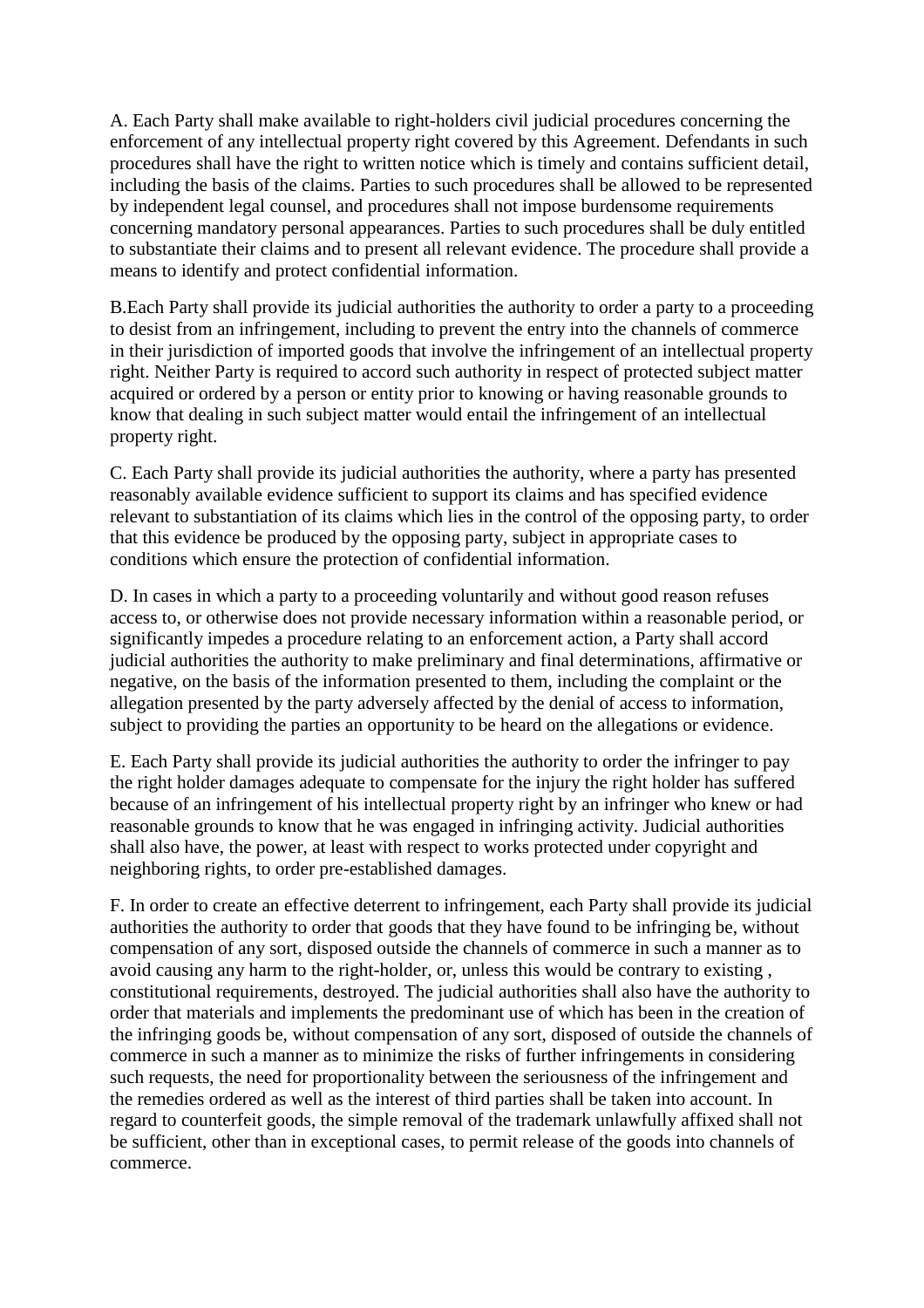A. Each Party shall make available to right-holders civil judicial procedures concerning the enforcement of any intellectual property right covered by this Agreement. Defendants in such procedures shall have the right to written notice which is timely and contains sufficient detail, including the basis of the claims. Parties to such procedures shall be allowed to be represented by independent legal counsel, and procedures shall not impose burdensome requirements concerning mandatory personal appearances. Parties to such procedures shall be duly entitled to substantiate their claims and to present all relevant evidence. The procedure shall provide a means to identify and protect confidential information.

B.Each Party shall provide its judicial authorities the authority to order a party to a proceeding to desist from an infringement, including to prevent the entry into the channels of commerce in their jurisdiction of imported goods that involve the infringement of an intellectual property right. Neither Party is required to accord such authority in respect of protected subject matter acquired or ordered by a person or entity prior to knowing or having reasonable grounds to know that dealing in such subject matter would entail the infringement of an intellectual property right.

C. Each Party shall provide its judicial authorities the authority, where a party has presented reasonably available evidence sufficient to support its claims and has specified evidence relevant to substantiation of its claims which lies in the control of the opposing party, to order that this evidence be produced by the opposing party, subject in appropriate cases to conditions which ensure the protection of confidential information.

D. In cases in which a party to a proceeding voluntarily and without good reason refuses access to, or otherwise does not provide necessary information within a reasonable period, or significantly impedes a procedure relating to an enforcement action, a Party shall accord judicial authorities the authority to make preliminary and final determinations, affirmative or negative, on the basis of the information presented to them, including the complaint or the allegation presented by the party adversely affected by the denial of access to information, subject to providing the parties an opportunity to be heard on the allegations or evidence.

E. Each Party shall provide its judicial authorities the authority to order the infringer to pay the right holder damages adequate to compensate for the injury the right holder has suffered because of an infringement of his intellectual property right by an infringer who knew or had reasonable grounds to know that he was engaged in infringing activity. Judicial authorities shall also have, the power, at least with respect to works protected under copyright and neighboring rights, to order pre-established damages.

F. In order to create an effective deterrent to infringement, each Party shall provide its judicial authorities the authority to order that goods that they have found to be infringing be, without compensation of any sort, disposed outside the channels of commerce in such a manner as to avoid causing any harm to the right-holder, or, unless this would be contrary to existing , constitutional requirements, destroyed. The judicial authorities shall also have the authority to order that materials and implements the predominant use of which has been in the creation of the infringing goods be, without compensation of any sort, disposed of outside the channels of commerce in such a manner as to minimize the risks of further infringements in considering such requests, the need for proportionality between the seriousness of the infringement and the remedies ordered as well as the interest of third parties shall be taken into account. In regard to counterfeit goods, the simple removal of the trademark unlawfully affixed shall not be sufficient, other than in exceptional cases, to permit release of the goods into channels of commerce.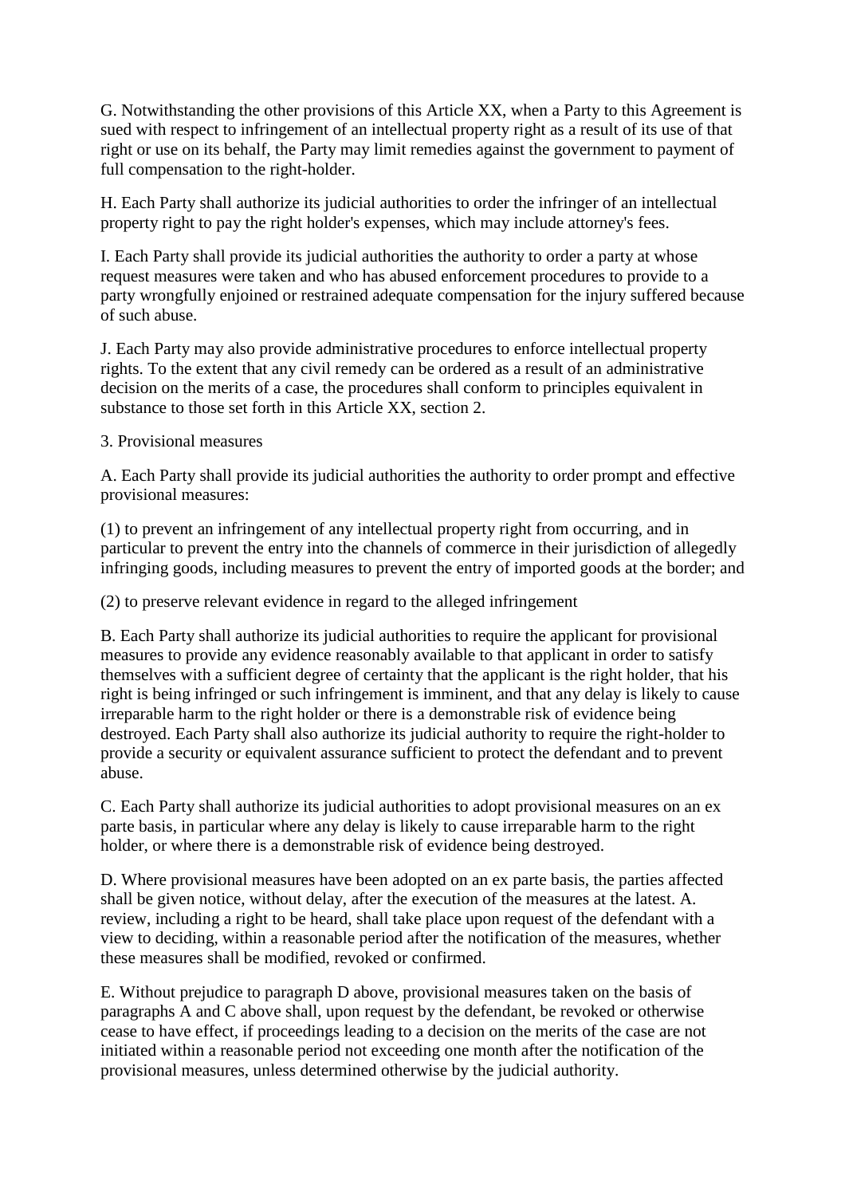G. Notwithstanding the other provisions of this Article XX, when a Party to this Agreement is sued with respect to infringement of an intellectual property right as a result of its use of that right or use on its behalf, the Party may limit remedies against the government to payment of full compensation to the right-holder.

H. Each Party shall authorize its judicial authorities to order the infringer of an intellectual property right to pay the right holder's expenses, which may include attorney's fees.

I. Each Party shall provide its judicial authorities the authority to order a party at whose request measures were taken and who has abused enforcement procedures to provide to a party wrongfully enjoined or restrained adequate compensation for the injury suffered because of such abuse.

J. Each Party may also provide administrative procedures to enforce intellectual property rights. To the extent that any civil remedy can be ordered as a result of an administrative decision on the merits of a case, the procedures shall conform to principles equivalent in substance to those set forth in this Article XX, section 2.

3. Provisional measures

A. Each Party shall provide its judicial authorities the authority to order prompt and effective provisional measures:

(1) to prevent an infringement of any intellectual property right from occurring, and in particular to prevent the entry into the channels of commerce in their jurisdiction of allegedly infringing goods, including measures to prevent the entry of imported goods at the border; and

(2) to preserve relevant evidence in regard to the alleged infringement

B. Each Party shall authorize its judicial authorities to require the applicant for provisional measures to provide any evidence reasonably available to that applicant in order to satisfy themselves with a sufficient degree of certainty that the applicant is the right holder, that his right is being infringed or such infringement is imminent, and that any delay is likely to cause irreparable harm to the right holder or there is a demonstrable risk of evidence being destroyed. Each Party shall also authorize its judicial authority to require the right-holder to provide a security or equivalent assurance sufficient to protect the defendant and to prevent abuse.

C. Each Party shall authorize its judicial authorities to adopt provisional measures on an ex parte basis, in particular where any delay is likely to cause irreparable harm to the right holder, or where there is a demonstrable risk of evidence being destroyed.

D. Where provisional measures have been adopted on an ex parte basis, the parties affected shall be given notice, without delay, after the execution of the measures at the latest. A. review, including a right to be heard, shall take place upon request of the defendant with a view to deciding, within a reasonable period after the notification of the measures, whether these measures shall be modified, revoked or confirmed.

E. Without prejudice to paragraph D above, provisional measures taken on the basis of paragraphs A and C above shall, upon request by the defendant, be revoked or otherwise cease to have effect, if proceedings leading to a decision on the merits of the case are not initiated within a reasonable period not exceeding one month after the notification of the provisional measures, unless determined otherwise by the judicial authority.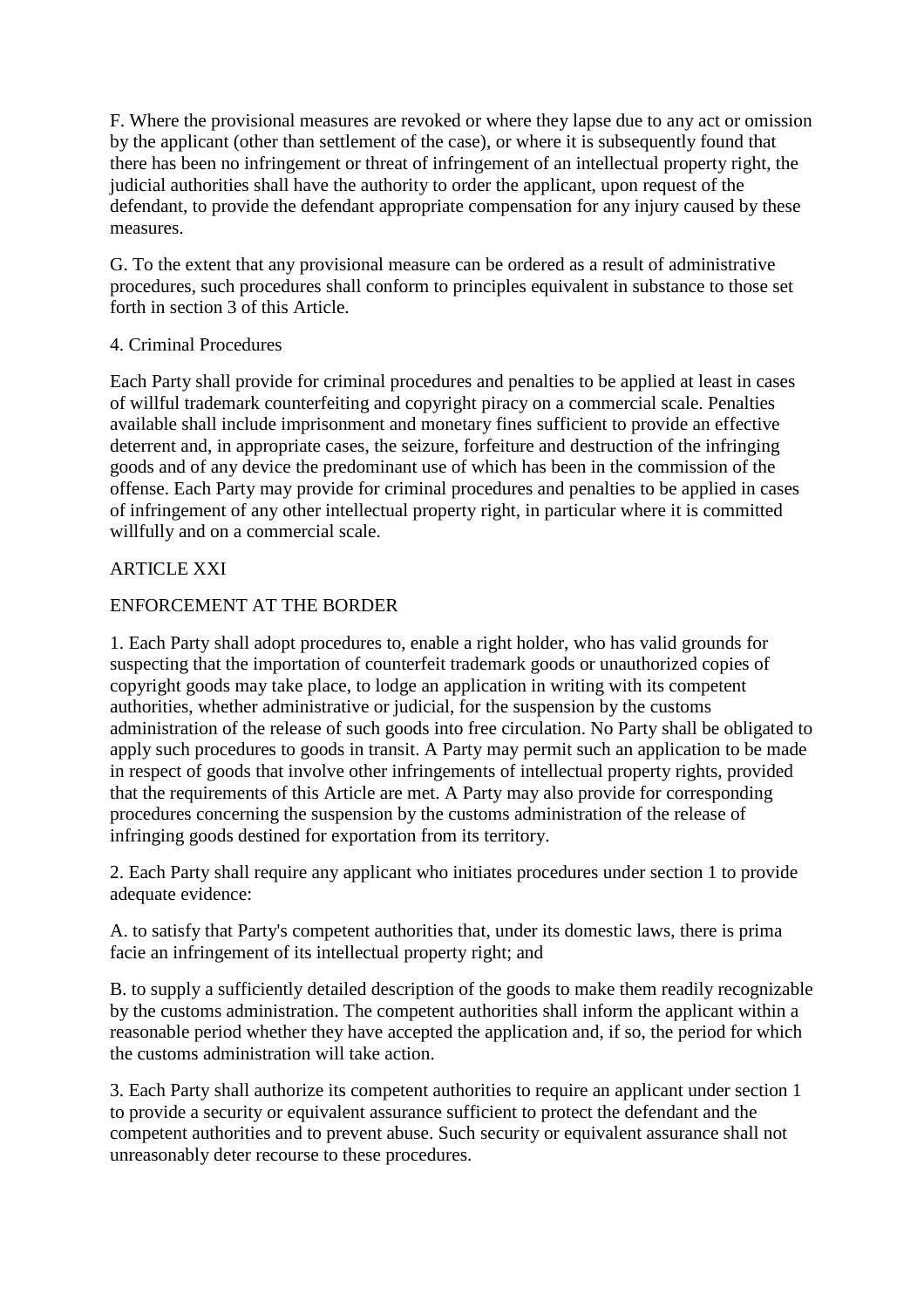F. Where the provisional measures are revoked or where they lapse due to any act or omission by the applicant (other than settlement of the case), or where it is subsequently found that there has been no infringement or threat of infringement of an intellectual property right, the judicial authorities shall have the authority to order the applicant, upon request of the defendant, to provide the defendant appropriate compensation for any injury caused by these measures.

G. To the extent that any provisional measure can be ordered as a result of administrative procedures, such procedures shall conform to principles equivalent in substance to those set forth in section 3 of this Article.

4. Criminal Procedures

Each Party shall provide for criminal procedures and penalties to be applied at least in cases of willful trademark counterfeiting and copyright piracy on a commercial scale. Penalties available shall include imprisonment and monetary fines sufficient to provide an effective deterrent and, in appropriate cases, the seizure, forfeiture and destruction of the infringing goods and of any device the predominant use of which has been in the commission of the offense. Each Party may provide for criminal procedures and penalties to be applied in cases of infringement of any other intellectual property right, in particular where it is committed willfully and on a commercial scale.

## ARTICLE XXI

## ENFORCEMENT AT THE BORDER

1. Each Party shall adopt procedures to, enable a right holder, who has valid grounds for suspecting that the importation of counterfeit trademark goods or unauthorized copies of copyright goods may take place, to lodge an application in writing with its competent authorities, whether administrative or judicial, for the suspension by the customs administration of the release of such goods into free circulation. No Party shall be obligated to apply such procedures to goods in transit. A Party may permit such an application to be made in respect of goods that involve other infringements of intellectual property rights, provided that the requirements of this Article are met. A Party may also provide for corresponding procedures concerning the suspension by the customs administration of the release of infringing goods destined for exportation from its territory.

2. Each Party shall require any applicant who initiates procedures under section 1 to provide adequate evidence:

A. to satisfy that Party's competent authorities that, under its domestic laws, there is prima facie an infringement of its intellectual property right; and

B. to supply a sufficiently detailed description of the goods to make them readily recognizable by the customs administration. The competent authorities shall inform the applicant within a reasonable period whether they have accepted the application and, if so, the period for which the customs administration will take action.

3. Each Party shall authorize its competent authorities to require an applicant under section 1 to provide a security or equivalent assurance sufficient to protect the defendant and the competent authorities and to prevent abuse. Such security or equivalent assurance shall not unreasonably deter recourse to these procedures.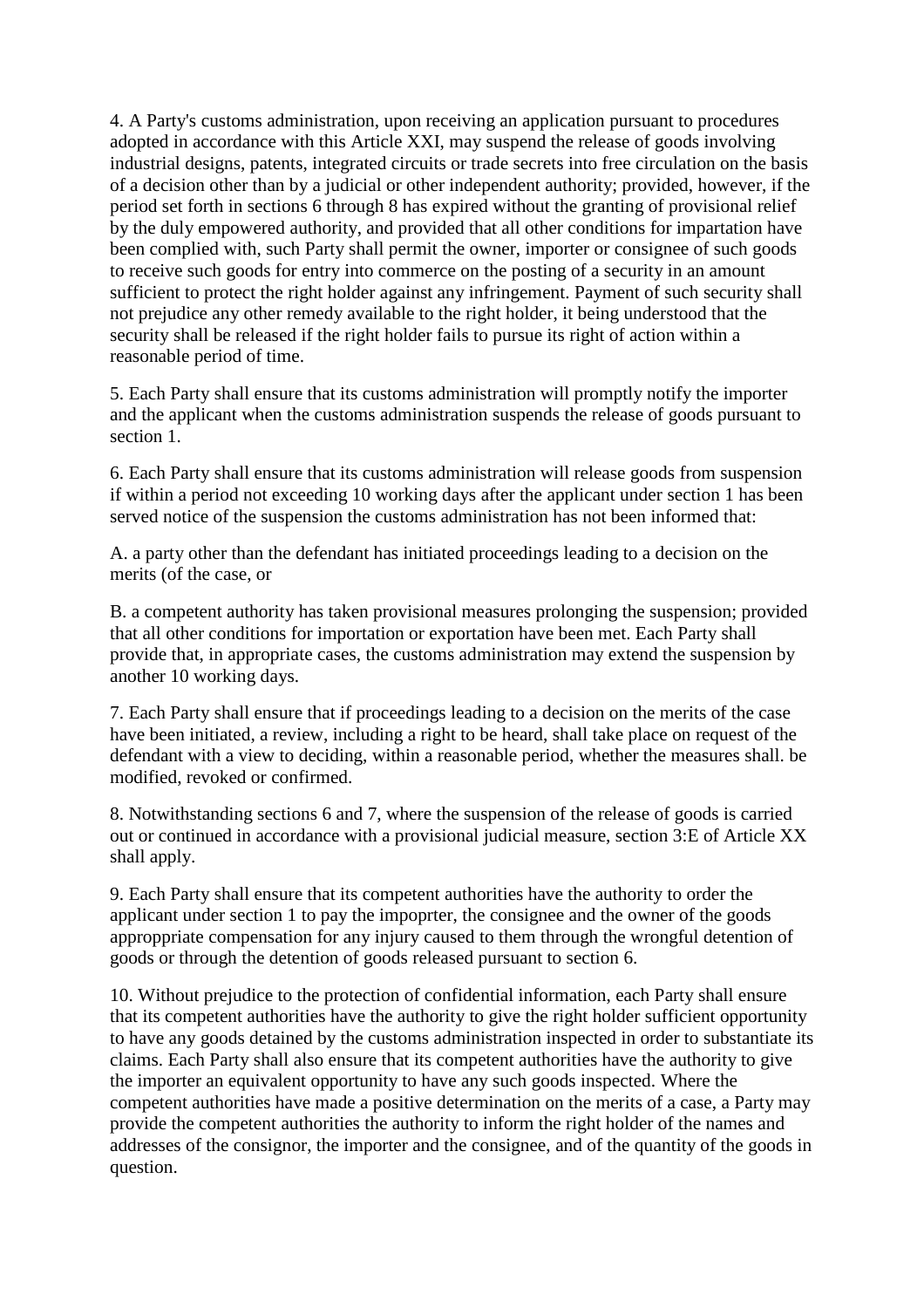4. A Party's customs administration, upon receiving an application pursuant to procedures adopted in accordance with this Article XXI, may suspend the release of goods involving industrial designs, patents, integrated circuits or trade secrets into free circulation on the basis of a decision other than by a judicial or other independent authority; provided, however, if the period set forth in sections 6 through 8 has expired without the granting of provisional relief by the duly empowered authority, and provided that all other conditions for impartation have been complied with, such Party shall permit the owner, importer or consignee of such goods to receive such goods for entry into commerce on the posting of a security in an amount sufficient to protect the right holder against any infringement. Payment of such security shall not prejudice any other remedy available to the right holder, it being understood that the security shall be released if the right holder fails to pursue its right of action within a reasonable period of time.

5. Each Party shall ensure that its customs administration will promptly notify the importer and the applicant when the customs administration suspends the release of goods pursuant to section 1.

6. Each Party shall ensure that its customs administration will release goods from suspension if within a period not exceeding 10 working days after the applicant under section 1 has been served notice of the suspension the customs administration has not been informed that:

A. a party other than the defendant has initiated proceedings leading to a decision on the merits (of the case, or

B. a competent authority has taken provisional measures prolonging the suspension; provided that all other conditions for importation or exportation have been met. Each Party shall provide that, in appropriate cases, the customs administration may extend the suspension by another 10 working days.

7. Each Party shall ensure that if proceedings leading to a decision on the merits of the case have been initiated, a review, including a right to be heard, shall take place on request of the defendant with a view to deciding, within a reasonable period, whether the measures shall. be modified, revoked or confirmed.

8. Notwithstanding sections 6 and 7, where the suspension of the release of goods is carried out or continued in accordance with a provisional judicial measure, section 3:E of Article XX shall apply.

9. Each Party shall ensure that its competent authorities have the authority to order the applicant under section 1 to pay the impoprter, the consignee and the owner of the goods approppriate compensation for any injury caused to them through the wrongful detention of goods or through the detention of goods released pursuant to section 6.

10. Without prejudice to the protection of confidential information, each Party shall ensure that its competent authorities have the authority to give the right holder sufficient opportunity to have any goods detained by the customs administration inspected in order to substantiate its claims. Each Party shall also ensure that its competent authorities have the authority to give the importer an equivalent opportunity to have any such goods inspected. Where the competent authorities have made a positive determination on the merits of a case, a Party may provide the competent authorities the authority to inform the right holder of the names and addresses of the consignor, the importer and the consignee, and of the quantity of the goods in question.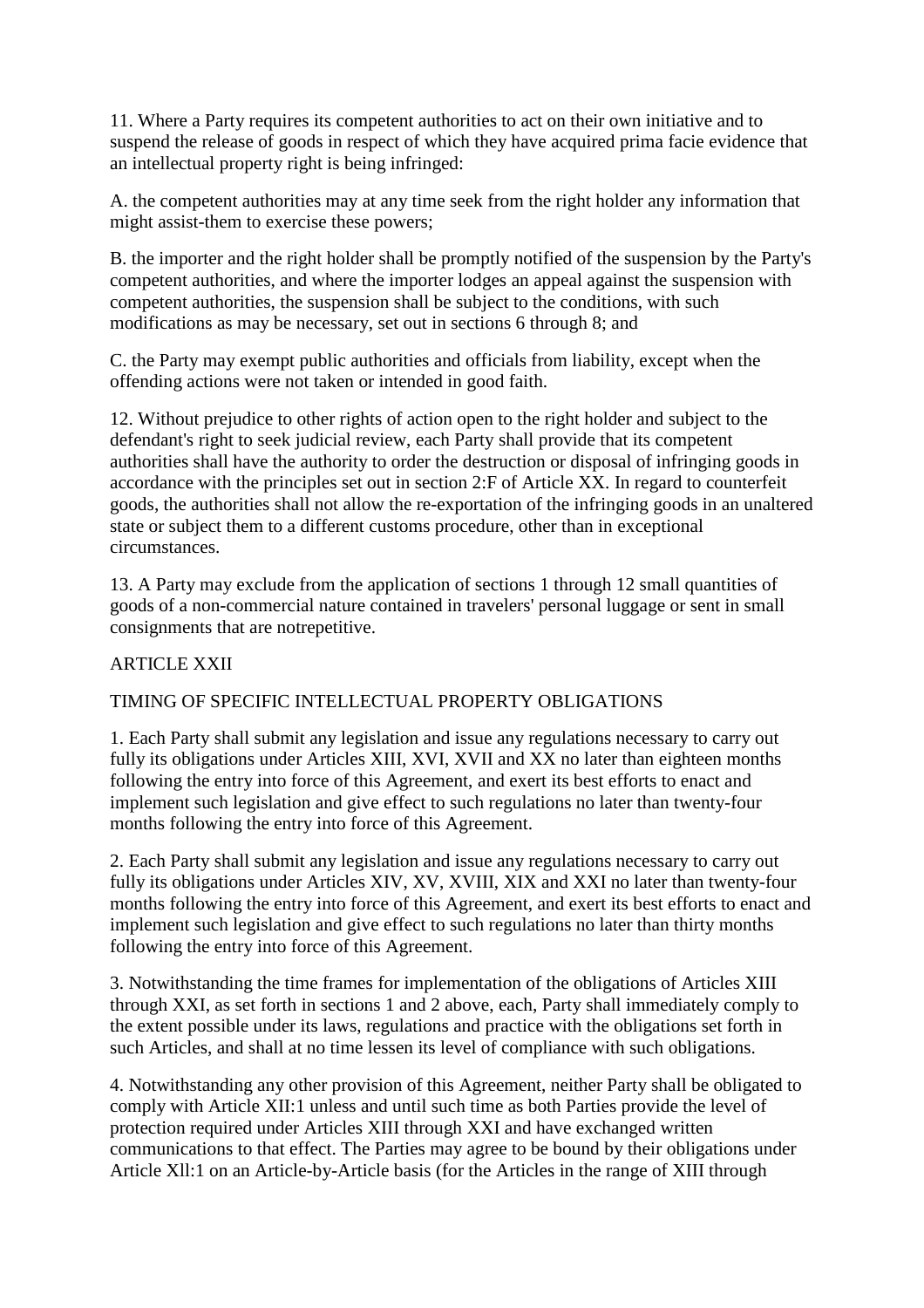11. Where a Party requires its competent authorities to act on their own initiative and to suspend the release of goods in respect of which they have acquired prima facie evidence that an intellectual property right is being infringed:

A. the competent authorities may at any time seek from the right holder any information that might assist-them to exercise these powers;

B. the importer and the right holder shall be promptly notified of the suspension by the Party's competent authorities, and where the importer lodges an appeal against the suspension with competent authorities, the suspension shall be subject to the conditions, with such modifications as may be necessary, set out in sections 6 through 8; and

C. the Party may exempt public authorities and officials from liability, except when the offending actions were not taken or intended in good faith.

12. Without prejudice to other rights of action open to the right holder and subject to the defendant's right to seek judicial review, each Party shall provide that its competent authorities shall have the authority to order the destruction or disposal of infringing goods in accordance with the principles set out in section 2:F of Article XX. In regard to counterfeit goods, the authorities shall not allow the re-exportation of the infringing goods in an unaltered state or subject them to a different customs procedure, other than in exceptional circumstances.

13. A Party may exclude from the application of sections 1 through 12 small quantities of goods of a non-commercial nature contained in travelers' personal luggage or sent in small consignments that are notrepetitive.

ARTICLE XXII

TIMING OF SPECIFIC INTELLECTUAL PROPERTY OBLIGATIONS

1. Each Party shall submit any legislation and issue any regulations necessary to carry out fully its obligations under Articles XIII, XVI, XVII and XX no later than eighteen months following the entry into force of this Agreement, and exert its best efforts to enact and implement such legislation and give effect to such regulations no later than twenty-four months following the entry into force of this Agreement.

2. Each Party shall submit any legislation and issue any regulations necessary to carry out fully its obligations under Articles XIV, XV, XVIII, XIX and XXI no later than twenty-four months following the entry into force of this Agreement, and exert its best efforts to enact and implement such legislation and give effect to such regulations no later than thirty months following the entry into force of this Agreement.

3. Notwithstanding the time frames for implementation of the obligations of Articles XIII through XXI, as set forth in sections 1 and 2 above, each, Party shall immediately comply to the extent possible under its laws, regulations and practice with the obligations set forth in such Articles, and shall at no time lessen its level of compliance with such obligations.

4. Notwithstanding any other provision of this Agreement, neither Party shall be obligated to comply with Article XII:1 unless and until such time as both Parties provide the level of protection required under Articles XIII through XXI and have exchanged written communications to that effect. The Parties may agree to be bound by their obligations under Article Xll:1 on an Article-by-Article basis (for the Articles in the range of XIII through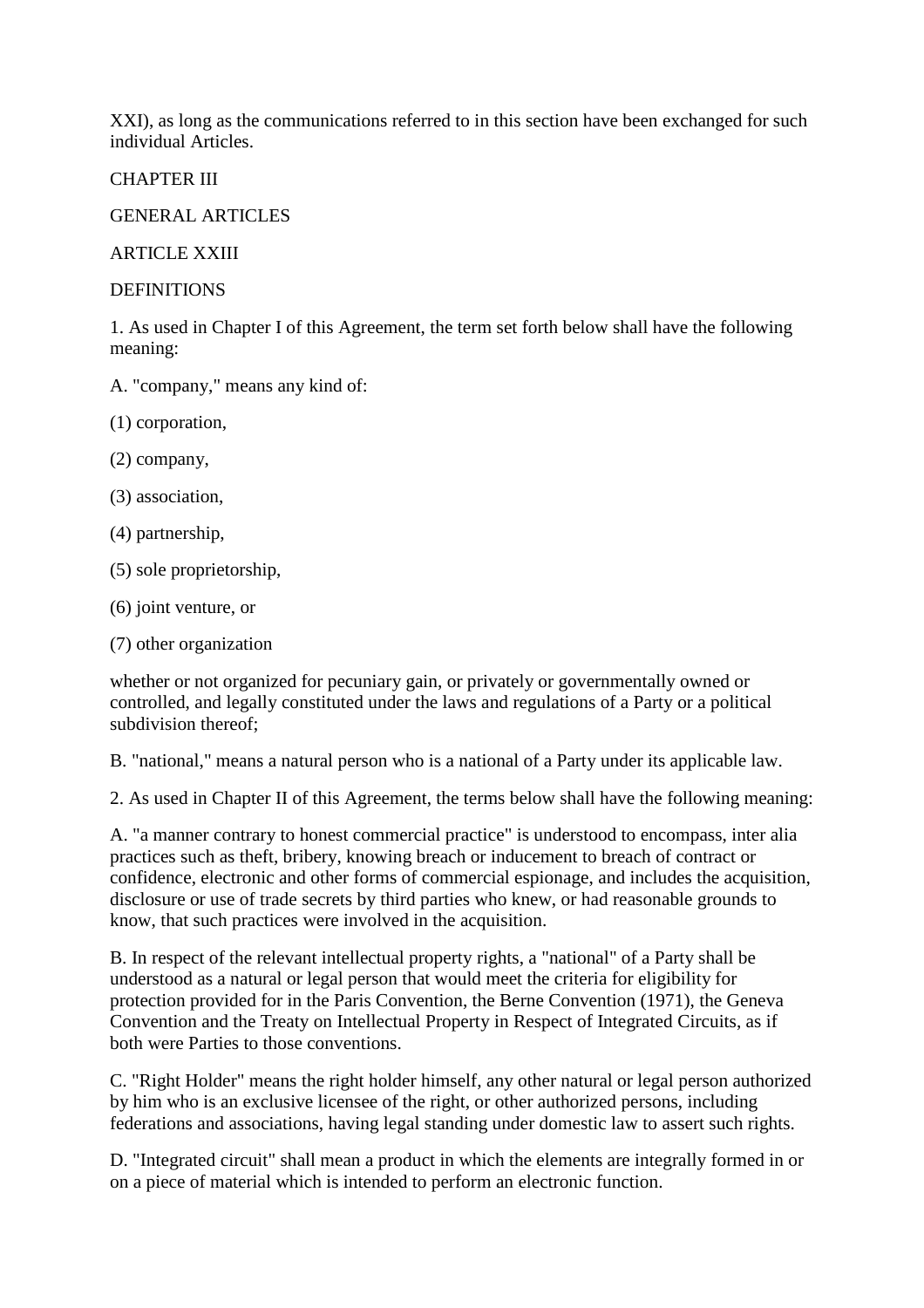XXI), as long as the communications referred to in this section have been exchanged for such individual Articles.

## CHAPTER III

## GENERAL ARTICLES

### ARTICLE XXIII

### DEFINITIONS

1. As used in Chapter I of this Agreement, the term set forth below shall have the following meaning:

A. "company," means any kind of:

(1) corporation,

(2) company,

(3) association,

(4) partnership,

(5) sole proprietorship,

(6) joint venture, or

(7) other organization

whether or not organized for pecuniary gain, or privately or governmentally owned or controlled, and legally constituted under the laws and regulations of a Party or a political subdivision thereof;

B. "national," means a natural person who is a national of a Party under its applicable law.

2. As used in Chapter II of this Agreement, the terms below shall have the following meaning:

A. "a manner contrary to honest commercial practice" is understood to encompass, inter alia practices such as theft, bribery, knowing breach or inducement to breach of contract or confidence, electronic and other forms of commercial espionage, and includes the acquisition, disclosure or use of trade secrets by third parties who knew, or had reasonable grounds to know, that such practices were involved in the acquisition.

B. In respect of the relevant intellectual property rights, a "national" of a Party shall be understood as a natural or legal person that would meet the criteria for eligibility for protection provided for in the Paris Convention, the Berne Convention (1971), the Geneva Convention and the Treaty on Intellectual Property in Respect of Integrated Circuits, as if both were Parties to those conventions.

C. "Right Holder" means the right holder himself, any other natural or legal person authorized by him who is an exclusive licensee of the right, or other authorized persons, including federations and associations, having legal standing under domestic law to assert such rights.

D. "Integrated circuit" shall mean a product in which the elements are integrally formed in or on a piece of material which is intended to perform an electronic function.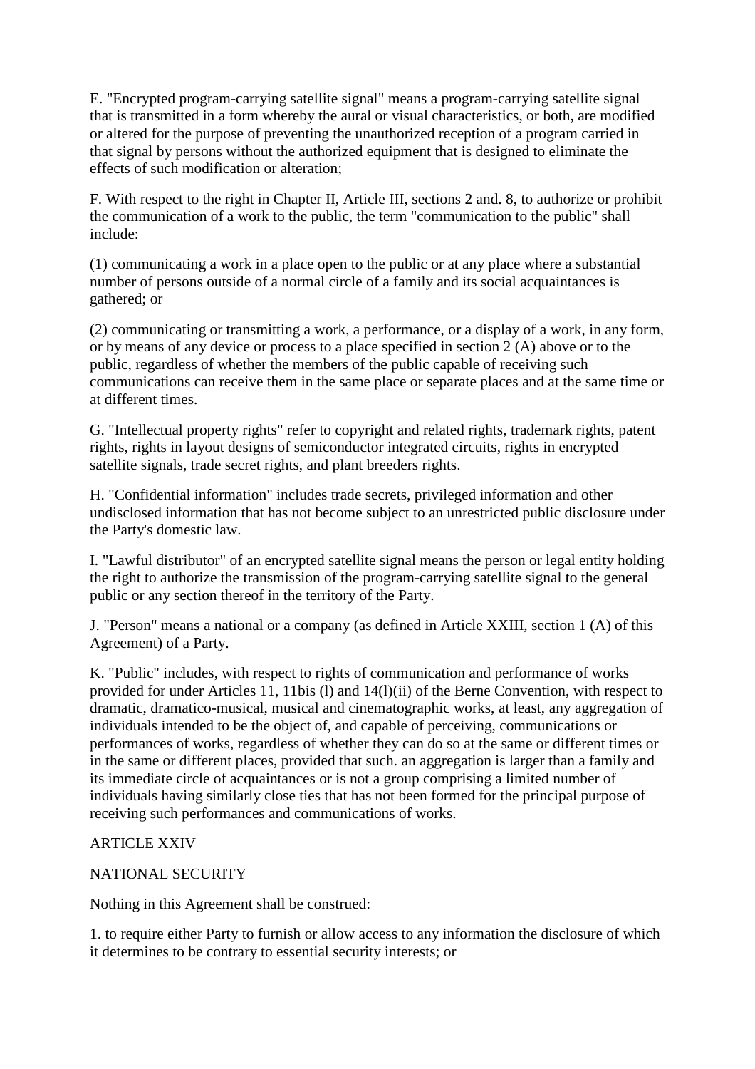E. "Encrypted program-carrying satellite signal" means a program-carrying satellite signal that is transmitted in a form whereby the aural or visual characteristics, or both, are modified or altered for the purpose of preventing the unauthorized reception of a program carried in that signal by persons without the authorized equipment that is designed to eliminate the effects of such modification or alteration;

F. With respect to the right in Chapter II, Article III, sections 2 and. 8, to authorize or prohibit the communication of a work to the public, the term "communication to the public" shall include:

(1) communicating a work in a place open to the public or at any place where a substantial number of persons outside of a normal circle of a family and its social acquaintances is gathered; or

(2) communicating or transmitting a work, a performance, or a display of a work, in any form, or by means of any device or process to a place specified in section 2 (A) above or to the public, regardless of whether the members of the public capable of receiving such communications can receive them in the same place or separate places and at the same time or at different times.

G. "Intellectual property rights" refer to copyright and related rights, trademark rights, patent rights, rights in layout designs of semiconductor integrated circuits, rights in encrypted satellite signals, trade secret rights, and plant breeders rights.

H. "Confidential information" includes trade secrets, privileged information and other undisclosed information that has not become subject to an unrestricted public disclosure under the Party's domestic law.

I. "Lawful distributor" of an encrypted satellite signal means the person or legal entity holding the right to authorize the transmission of the program-carrying satellite signal to the general public or any section thereof in the territory of the Party.

J. "Person" means a national or a company (as defined in Article XXIII, section 1 (A) of this Agreement) of a Party.

K. "Public" includes, with respect to rights of communication and performance of works provided for under Articles 11, 11bis (l) and 14(l)(ii) of the Berne Convention, with respect to dramatic, dramatico-musical, musical and cinematographic works, at least, any aggregation of individuals intended to be the object of, and capable of perceiving, communications or performances of works, regardless of whether they can do so at the same or different times or in the same or different places, provided that such. an aggregation is larger than a family and its immediate circle of acquaintances or is not a group comprising a limited number of individuals having similarly close ties that has not been formed for the principal purpose of receiving such performances and communications of works.

## ARTICLE XXIV

## NATIONAL SECURITY

Nothing in this Agreement shall be construed:

1. to require either Party to furnish or allow access to any information the disclosure of which it determines to be contrary to essential security interests; or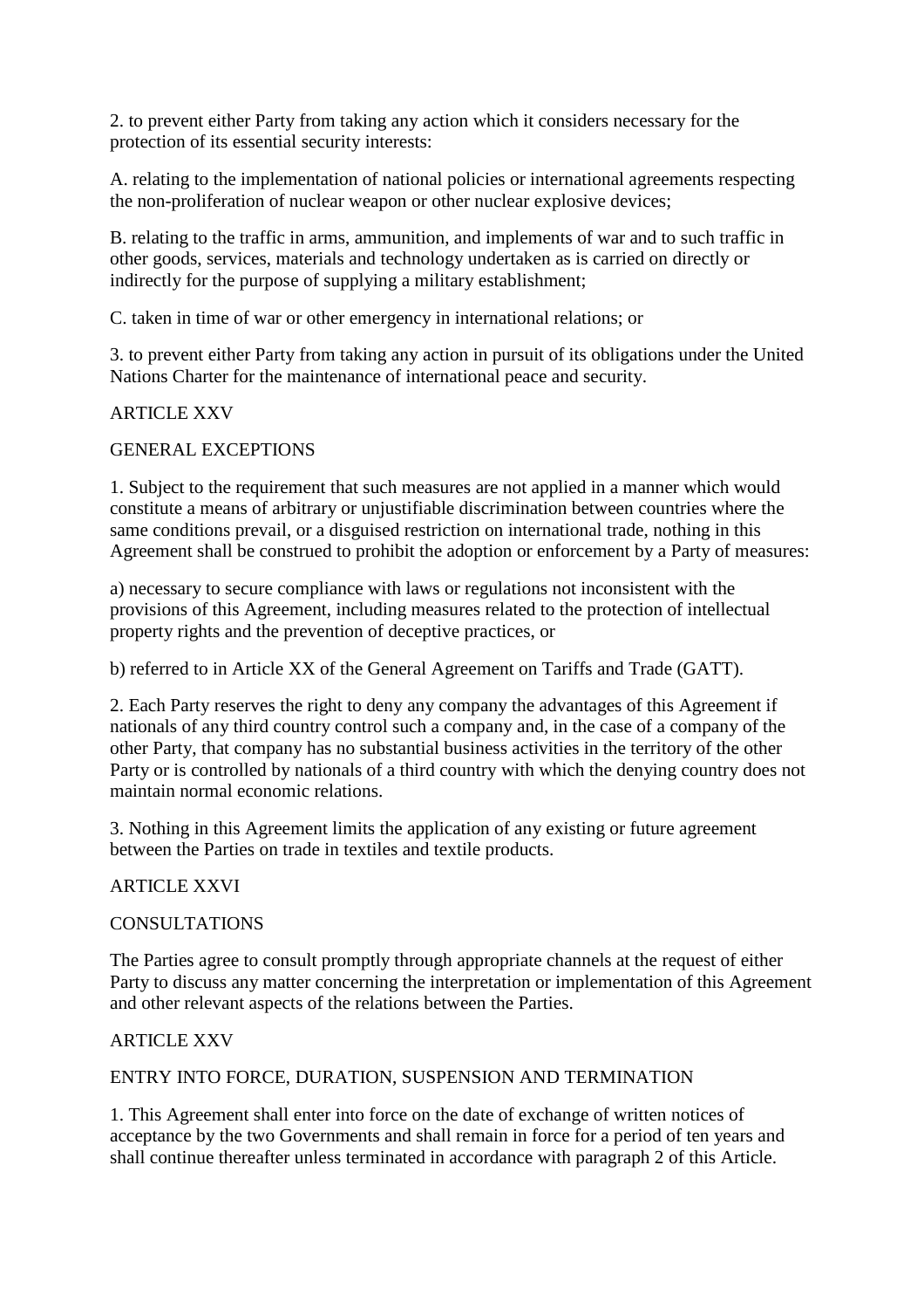2. to prevent either Party from taking any action which it considers necessary for the protection of its essential security interests:

A. relating to the implementation of national policies or international agreements respecting the non-proliferation of nuclear weapon or other nuclear explosive devices;

B. relating to the traffic in arms, ammunition, and implements of war and to such traffic in other goods, services, materials and technology undertaken as is carried on directly or indirectly for the purpose of supplying a military establishment;

C. taken in time of war or other emergency in international relations; or

3. to prevent either Party from taking any action in pursuit of its obligations under the United Nations Charter for the maintenance of international peace and security.

## ARTICLE XXV

## GENERAL EXCEPTIONS

1. Subject to the requirement that such measures are not applied in a manner which would constitute a means of arbitrary or unjustifiable discrimination between countries where the same conditions prevail, or a disguised restriction on international trade, nothing in this Agreement shall be construed to prohibit the adoption or enforcement by a Party of measures:

a) necessary to secure compliance with laws or regulations not inconsistent with the provisions of this Agreement, including measures related to the protection of intellectual property rights and the prevention of deceptive practices, or

b) referred to in Article XX of the General Agreement on Tariffs and Trade (GATT).

2. Each Party reserves the right to deny any company the advantages of this Agreement if nationals of any third country control such a company and, in the case of a company of the other Party, that company has no substantial business activities in the territory of the other Party or is controlled by nationals of a third country with which the denying country does not maintain normal economic relations.

3. Nothing in this Agreement limits the application of any existing or future agreement between the Parties on trade in textiles and textile products.

## ARTICLE XXVI

## CONSULTATIONS

The Parties agree to consult promptly through appropriate channels at the request of either Party to discuss any matter concerning the interpretation or implementation of this Agreement and other relevant aspects of the relations between the Parties.

## ARTICLE XXV

## ENTRY INTO FORCE, DURATION, SUSPENSION AND TERMINATION

1. This Agreement shall enter into force on the date of exchange of written notices of acceptance by the two Governments and shall remain in force for a period of ten years and shall continue thereafter unless terminated in accordance with paragraph 2 of this Article.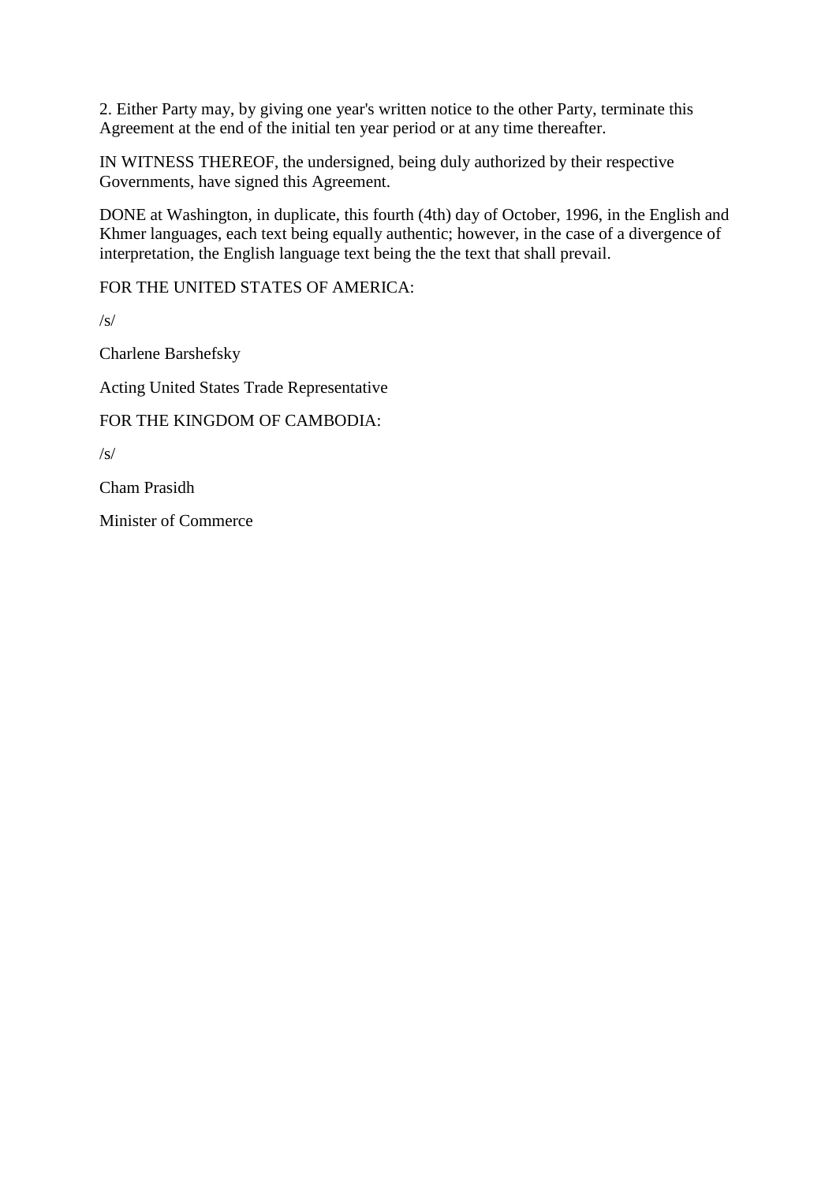2. Either Party may, by giving one year's written notice to the other Party, terminate this Agreement at the end of the initial ten year period or at any time thereafter.

IN WITNESS THEREOF, the undersigned, being duly authorized by their respective Governments, have signed this Agreement.

DONE at Washington, in duplicate, this fourth (4th) day of October, 1996, in the English and Khmer languages, each text being equally authentic; however, in the case of a divergence of interpretation, the English language text being the the text that shall prevail.

FOR THE UNITED STATES OF AMERICA:

/s/

Charlene Barshefsky

Acting United States Trade Representative

FOR THE KINGDOM OF CAMBODIA:

/s/

Cham Prasidh

Minister of Commerce